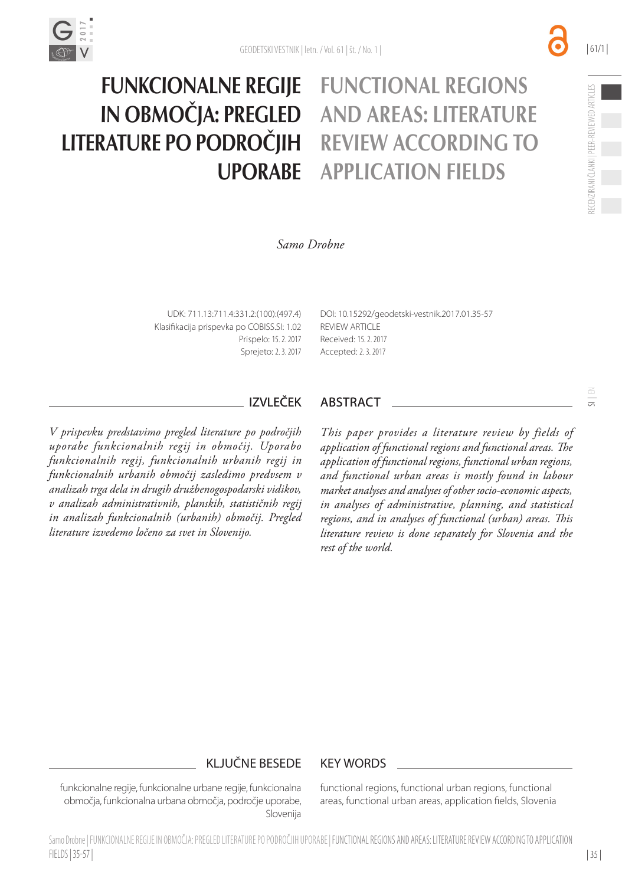# FUNKCIONALNE REGIJE IN OBMOČJA: PREGLED LITERATURE PO PODROČJIH UPORABE

# FUNCTIONAL REGIONS AND AREAS: LITERATURE REVIEW ACCORDING TO APPLICATION FIELDS

*Samo Drobne*

UDK: 711.13:711.4:331.2:(100):(497.4)
Klasifikacija prispevka po COBISS.SI: 1.02
Prispelo: 15. 2. 2017
Sprejeto: 2. 3. 2017

DOI: 10.15292/geodetski-vestnik.2017.01.35-57
REVIEW ARTICLE
Received: 15. 2. 2017
Accepted: 2. 3. 2017

## IZVLEČEK

*V prispevku predstavimo pregled literature po področjih uporabe funkcionalnih regij in območij. Uporabo funkcionalnih regij, funkcionalnih urbanih regij in funkcionalnih urbanih območij zasledimo predvsem v analizah trga dela in drugih družbenogospodarski vidikov, v analizah administrativnih, planskih, statističnih regij in analizah funkcionalnih (urbanih) območij. Pregled literature izvedemo ločeno za svet in Slovenijo.*

## ABSTRACT

*This paper provides a literature review by fields of application of functional regions and functional areas. The application of functional regions, functional urban regions, and functional urban areas is mostly found in labour market analyses and analyses of other socio-economic aspects, in analyses of administrative, planning, and statistical regions, and in analyses of functional (urban) areas. This literature review is done separately for Slovenia and the rest of the world.*

## KLJUČNE BESEDE

funkcionalne regije, funkcionalne urbane regije, funkcionalna območja, funkcionalna urbana območja, področje uporabe, Slovenija

## KEY WORDS

functional regions, functional urban regions, functional areas, functional urban areas, application fields, Slovenia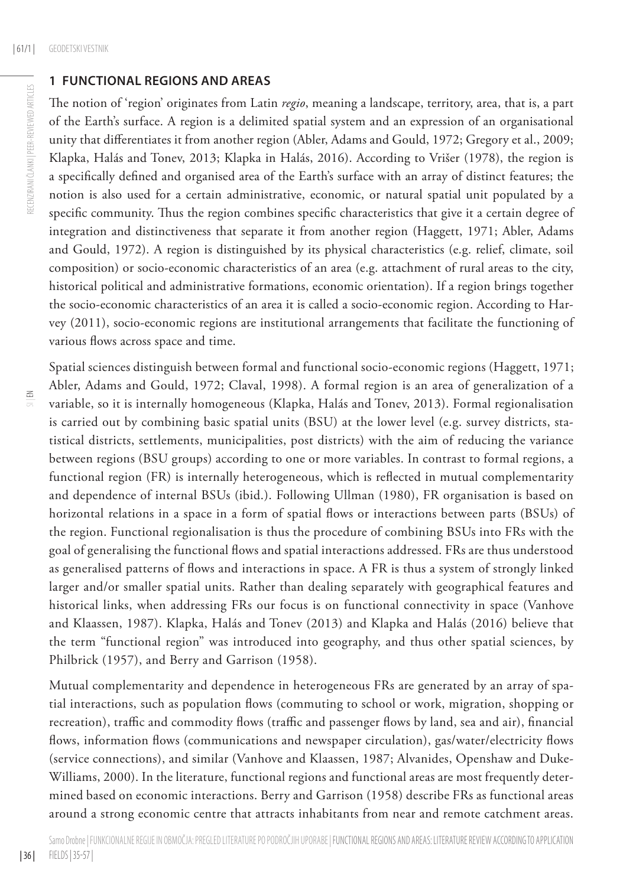## 1 FUNCTIONAL REGIONS AND AREAS

The notion of 'region' originates from Latin *regio*, meaning a landscape, territory, area, that is, a part of the Earth's surface. A region is a delimited spatial system and an expression of an organisational unity that differentiates it from another region (Abler, Adams and Gould, 1972; Gregory et al., 2009; Klapka, Halás and Tonev, 2013; Klapka in Halás, 2016). According to Vrišer (1978), the region is a specifically defined and organised area of the Earth's surface with an array of distinct features; the notion is also used for a certain administrative, economic, or natural spatial unit populated by a specific community. Thus the region combines specific characteristics that give it a certain degree of integration and distinctiveness that separate it from another region (Haggett, 1971; Abler, Adams and Gould, 1972). A region is distinguished by its physical characteristics (e.g. relief, climate, soil composition) or socio-economic characteristics of an area (e.g. attachment of rural areas to the city, historical political and administrative formations, economic orientation). If a region brings together the socio-economic characteristics of an area it is called a socio-economic region. According to Harvey (2011), socio-economic regions are institutional arrangements that facilitate the functioning of various flows across space and time.

Spatial sciences distinguish between formal and functional socio-economic regions (Haggett, 1971; Abler, Adams and Gould, 1972; Claval, 1998). A formal region is an area of generalization of a variable, so it is internally homogeneous (Klapka, Halás and Tonev, 2013). Formal regionalisation is carried out by combining basic spatial units (BSU) at the lower level (e.g. survey districts, statistical districts, settlements, municipalities, post districts) with the aim of reducing the variance between regions (BSU groups) according to one or more variables. In contrast to formal regions, a functional region (FR) is internally heterogeneous, which is reflected in mutual complementarity and dependence of internal BSUs (ibid.). Following Ullman (1980), FR organisation is based on horizontal relations in a space in a form of spatial flows or interactions between parts (BSUs) of the region. Functional regionalisation is thus the procedure of combining BSUs into FRs with the goal of generalising the functional flows and spatial interactions addressed. FRs are thus understood as generalised patterns of flows and interactions in space. A FR is thus a system of strongly linked larger and/or smaller spatial units. Rather than dealing separately with geographical features and historical links, when addressing FRs our focus is on functional connectivity in space (Vanhove and Klaassen, 1987). Klapka, Halás and Tonev (2013) and Klapka and Halás (2016) believe that the term "functional region" was introduced into geography, and thus other spatial sciences, by Philbrick (1957), and Berry and Garrison (1958).

Mutual complementarity and dependence in heterogeneous FRs are generated by an array of spatial interactions, such as population flows (commuting to school or work, migration, shopping or recreation), traffic and commodity flows (traffic and passenger flows by land, sea and air), financial flows, information flows (communications and newspaper circulation), gas/water/electricity flows (service connections), and similar (Vanhove and Klaassen, 1987; Alvanides, Openshaw and Duke-Williams, 2000). In the literature, functional regions and functional areas are most frequently determined based on economic interactions. Berry and Garrison (1958) describe FRs as functional areas around a strong economic centre that attracts inhabitants from near and remote catchment areas.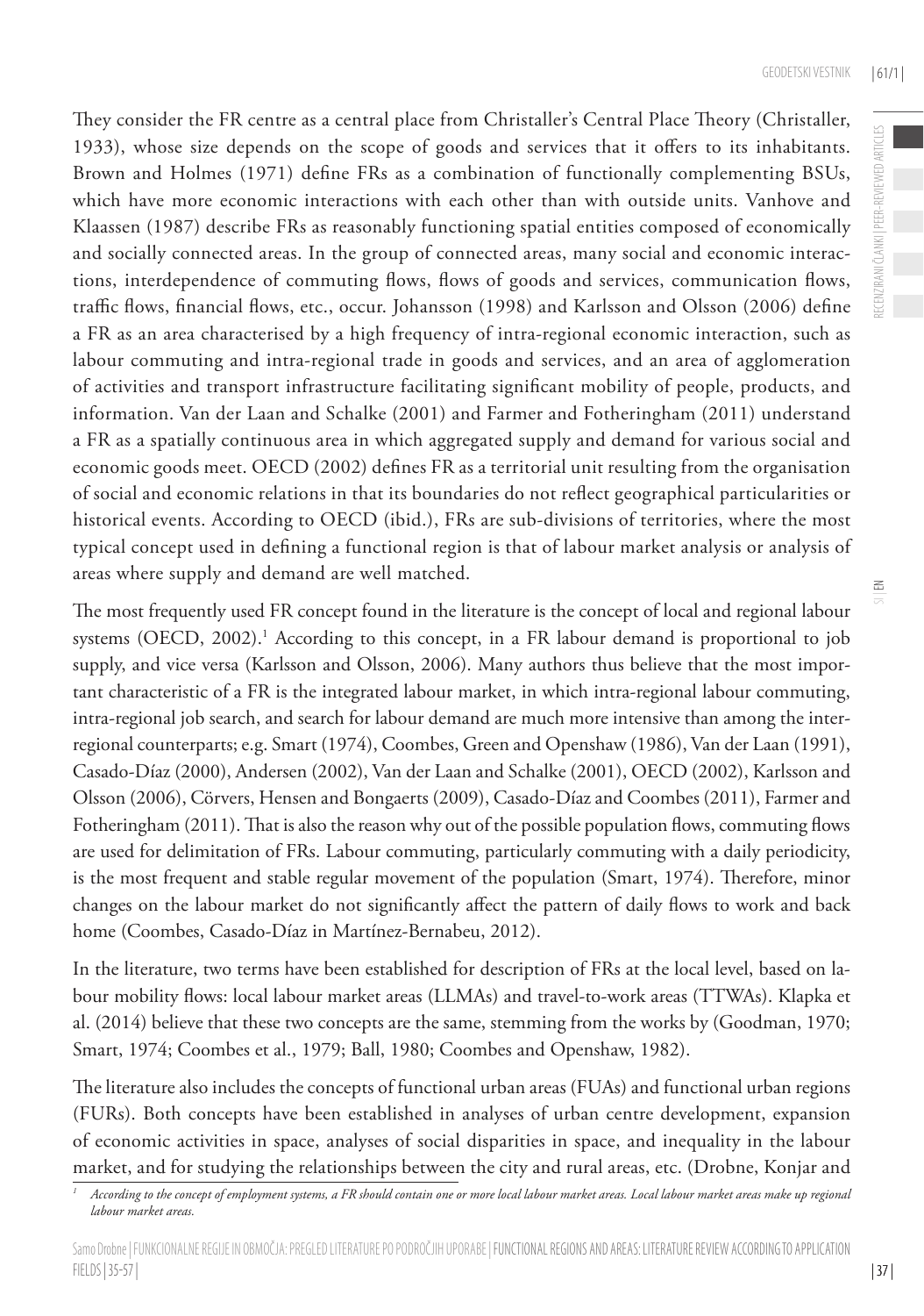They consider the FR centre as a central place from Christaller's Central Place Theory (Christaller, 1933), whose size depends on the scope of goods and services that it offers to its inhabitants. Brown and Holmes (1971) define FRs as a combination of functionally complementing BSUs, which have more economic interactions with each other than with outside units. Vanhove and Klaassen (1987) describe FRs as reasonably functioning spatial entities composed of economically and socially connected areas. In the group of connected areas, many social and economic interactions, interdependence of commuting flows, flows of goods and services, communication flows, traffic flows, financial flows, etc., occur. Johansson (1998) and Karlsson and Olsson (2006) define a FR as an area characterised by a high frequency of intra-regional economic interaction, such as labour commuting and intra-regional trade in goods and services, and an area of agglomeration of activities and transport infrastructure facilitating significant mobility of people, products, and information. Van der Laan and Schalke (2001) and Farmer and Fotheringham (2011) understand a FR as a spatially continuous area in which aggregated supply and demand for various social and economic goods meet. OECD (2002) defines FR as a territorial unit resulting from the organisation of social and economic relations in that its boundaries do not reflect geographical particularities or historical events. According to OECD (ibid.), FRs are sub-divisions of territories, where the most typical concept used in defining a functional region is that of labour market analysis or analysis of areas where supply and demand are well matched.

The most frequently used FR concept found in the literature is the concept of local and regional labour systems (OECD, 2002).[1] According to this concept, in a FR labour demand is proportional to job supply, and vice versa (Karlsson and Olsson, 2006). Many authors thus believe that the most important characteristic of a FR is the integrated labour market, in which intra-regional labour commuting, intra-regional job search, and search for labour demand are much more intensive than among the inter-regional counterparts; e.g. Smart (1974), Coombes, Green and Openshaw (1986), Van der Laan (1991), Casado-Díaz (2000), Andersen (2002), Van der Laan and Schalke (2001), OECD (2002), Karlsson and Olsson (2006), Cörvers, Hensen and Bongaerts (2009), Casado-Díaz and Coombes (2011), Farmer and Fotheringham (2011). That is also the reason why out of the possible population flows, commuting flows are used for delimitation of FRs. Labour commuting, particularly commuting with a daily periodicity, is the most frequent and stable regular movement of the population (Smart, 1974). Therefore, minor changes on the labour market do not significantly affect the pattern of daily flows to work and back home (Coombes, Casado-Díaz in Martínez-Bernabeu, 2012).

In the literature, two terms have been established for description of FRs at the local level, based on labour mobility flows: local labour market areas (LLMAs) and travel-to-work areas (TTWAs). Klapka et al. (2014) believe that these two concepts are the same, stemming from the works by (Goodman, 1970; Smart, 1974; Coombes et al., 1979; Ball, 1980; Coombes and Openshaw, 1982).

The literature also includes the concepts of functional urban areas (FUAs) and functional urban regions (FURs). Both concepts have been established in analyses of urban centre development, expansion of economic activities in space, analyses of social disparities in space, and inequality in the labour market, and for studying the relationships between the city and rural areas, etc. (Drobne, Konjar and

[1] *According to the concept of employment systems, a FR should contain one or more local labour market areas. Local labour market areas make up regional labour market areas.*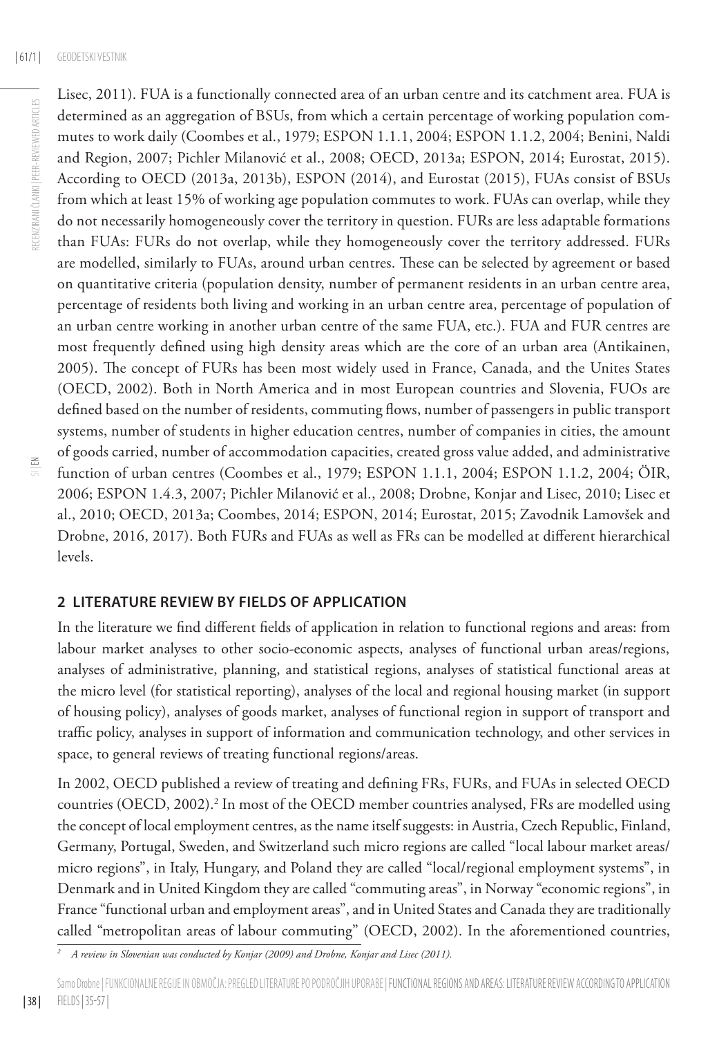Lisec, 2011). FUA is a functionally connected area of an urban centre and its catchment area. FUA is determined as an aggregation of BSUs, from which a certain percentage of working population commutes to work daily (Coombes et al., 1979; ESPON 1.1.1, 2004; ESPON 1.1.2, 2004; Benini, Naldi and Region, 2007; Pichler Milanović et al., 2008; OECD, 2013a; ESPON, 2014; Eurostat, 2015). According to OECD (2013a, 2013b), ESPON (2014), and Eurostat (2015), FUAs consist of BSUs from which at least 15% of working age population commutes to work. FUAs can overlap, while they do not necessarily homogeneously cover the territory in question. FURs are less adaptable formations than FUAs: FURs do not overlap, while they homogeneously cover the territory addressed. FURs are modelled, similarly to FUAs, around urban centres. These can be selected by agreement or based on quantitative criteria (population density, number of permanent residents in an urban centre area, percentage of residents both living and working in an urban centre area, percentage of population of an urban centre working in another urban centre of the same FUA, etc.). FUA and FUR centres are most frequently defined using high density areas which are the core of an urban area (Antikainen, 2005). The concept of FURs has been most widely used in France, Canada, and the Unites States (OECD, 2002). Both in North America and in most European countries and Slovenia, FUOs are defined based on the number of residents, commuting flows, number of passengers in public transport systems, number of students in higher education centres, number of companies in cities, the amount of goods carried, number of accommodation capacities, created gross value added, and administrative function of urban centres (Coombes et al., 1979; ESPON 1.1.1, 2004; ESPON 1.1.2, 2004; ÖIR, 2006; ESPON 1.4.3, 2007; Pichler Milanović et al., 2008; Drobne, Konjar and Lisec, 2010; Lisec et al., 2010; OECD, 2013a; Coombes, 2014; ESPON, 2014; Eurostat, 2015; Zavodnik Lamovšek and Drobne, 2016, 2017). Both FURs and FUAs as well as FRs can be modelled at different hierarchical levels.

## 2 LITERATURE REVIEW BY FIELDS OF APPLICATION

In the literature we find different fields of application in relation to functional regions and areas: from labour market analyses to other socio-economic aspects, analyses of functional urban areas/regions, analyses of administrative, planning, and statistical regions, analyses of statistical functional areas at the micro level (for statistical reporting), analyses of the local and regional housing market (in support of housing policy), analyses of goods market, analyses of functional region in support of transport and traffic policy, analyses in support of information and communication technology, and other services in space, to general reviews of treating functional regions/areas.

In 2002, OECD published a review of treating and defining FRs, FURs, and FUAs in selected OECD countries (OECD, 2002).[2] In most of the OECD member countries analysed, FRs are modelled using the concept of local employment centres, as the name itself suggests: in Austria, Czech Republic, Finland, Germany, Portugal, Sweden, and Switzerland such micro regions are called "local labour market areas/ micro regions", in Italy, Hungary, and Poland they are called "local/regional employment systems", in Denmark and in United Kingdom they are called "commuting areas", in Norway "economic regions", in France "functional urban and employment areas", and in United States and Canada they are traditionally called "metropolitan areas of labour commuting" (OECD, 2002). In the aforementioned countries,

[2] *A review in Slovenian was conducted by Konjar (2009) and Drobne, Konjar and Lisec (2011).*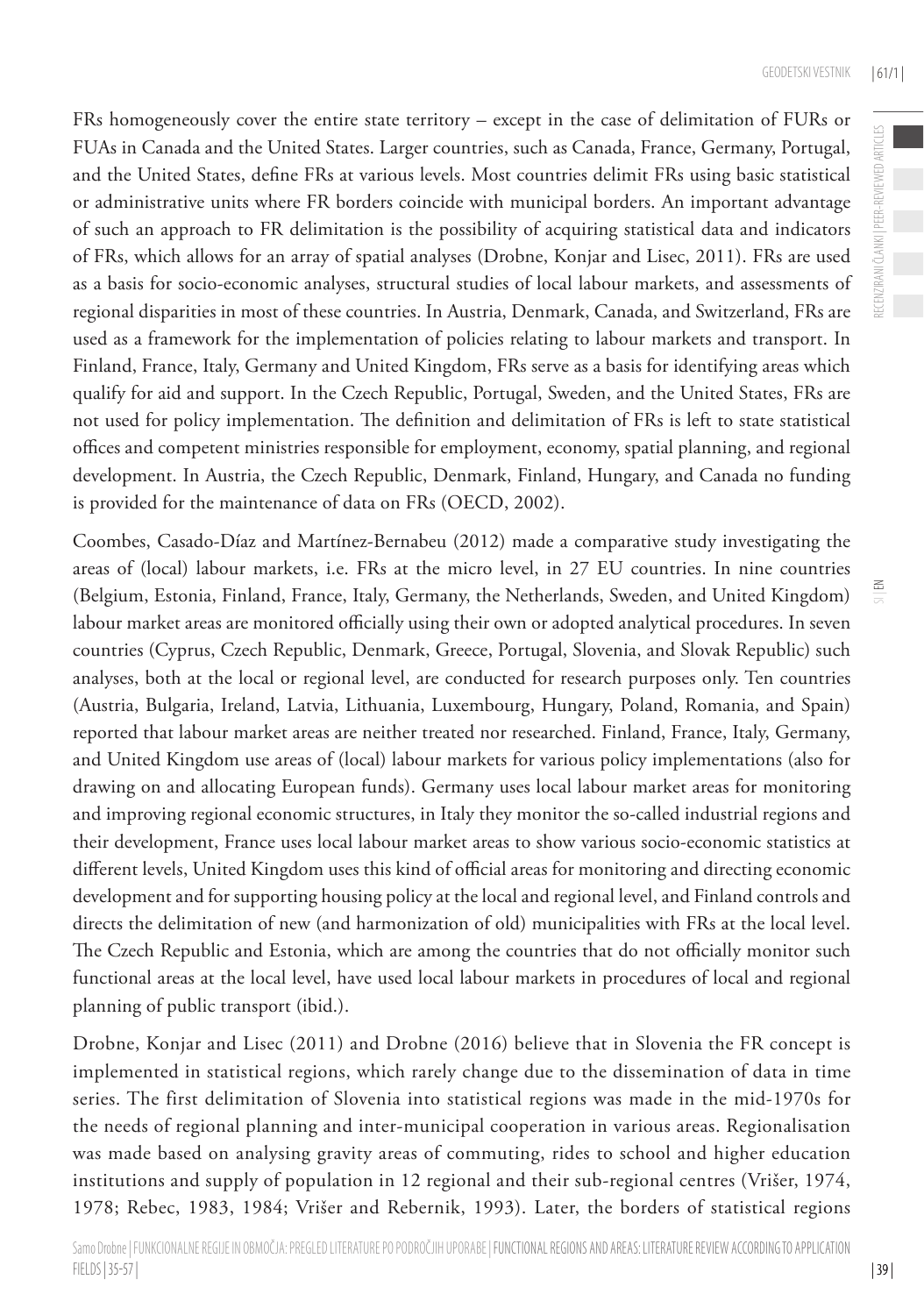FRs homogeneously cover the entire state territory – except in the case of delimitation of FURs or FUAs in Canada and the United States. Larger countries, such as Canada, France, Germany, Portugal, and the United States, define FRs at various levels. Most countries delimit FRs using basic statistical or administrative units where FR borders coincide with municipal borders. An important advantage of such an approach to FR delimitation is the possibility of acquiring statistical data and indicators of FRs, which allows for an array of spatial analyses (Drobne, Konjar and Lisec, 2011). FRs are used as a basis for socio-economic analyses, structural studies of local labour markets, and assessments of regional disparities in most of these countries. In Austria, Denmark, Canada, and Switzerland, FRs are used as a framework for the implementation of policies relating to labour markets and transport. In Finland, France, Italy, Germany and United Kingdom, FRs serve as a basis for identifying areas which qualify for aid and support. In the Czech Republic, Portugal, Sweden, and the United States, FRs are not used for policy implementation. The definition and delimitation of FRs is left to state statistical offices and competent ministries responsible for employment, economy, spatial planning, and regional development. In Austria, the Czech Republic, Denmark, Finland, Hungary, and Canada no funding is provided for the maintenance of data on FRs (OECD, 2002).

Coombes, Casado-Díaz and Martínez-Bernabeu (2012) made a comparative study investigating the areas of (local) labour markets, i.e. FRs at the micro level, in 27 EU countries. In nine countries (Belgium, Estonia, Finland, France, Italy, Germany, the Netherlands, Sweden, and United Kingdom) labour market areas are monitored officially using their own or adopted analytical procedures. In seven countries (Cyprus, Czech Republic, Denmark, Greece, Portugal, Slovenia, and Slovak Republic) such analyses, both at the local or regional level, are conducted for research purposes only. Ten countries (Austria, Bulgaria, Ireland, Latvia, Lithuania, Luxembourg, Hungary, Poland, Romania, and Spain) reported that labour market areas are neither treated nor researched. Finland, France, Italy, Germany, and United Kingdom use areas of (local) labour markets for various policy implementations (also for drawing on and allocating European funds). Germany uses local labour market areas for monitoring and improving regional economic structures, in Italy they monitor the so-called industrial regions and their development, France uses local labour market areas to show various socio-economic statistics at different levels, United Kingdom uses this kind of official areas for monitoring and directing economic development and for supporting housing policy at the local and regional level, and Finland controls and directs the delimitation of new (and harmonization of old) municipalities with FRs at the local level. The Czech Republic and Estonia, which are among the countries that do not officially monitor such functional areas at the local level, have used local labour markets in procedures of local and regional planning of public transport (ibid.).

Drobne, Konjar and Lisec (2011) and Drobne (2016) believe that in Slovenia the FR concept is implemented in statistical regions, which rarely change due to the dissemination of data in time series. The first delimitation of Slovenia into statistical regions was made in the mid-1970s for the needs of regional planning and inter-municipal cooperation in various areas. Regionalisation was made based on analysing gravity areas of commuting, rides to school and higher education institutions and supply of population in 12 regional and their sub-regional centres (Vrišer, 1974, 1978; Rebec, 1983, 1984; Vrišer and Rebernik, 1993). Later, the borders of statistical regions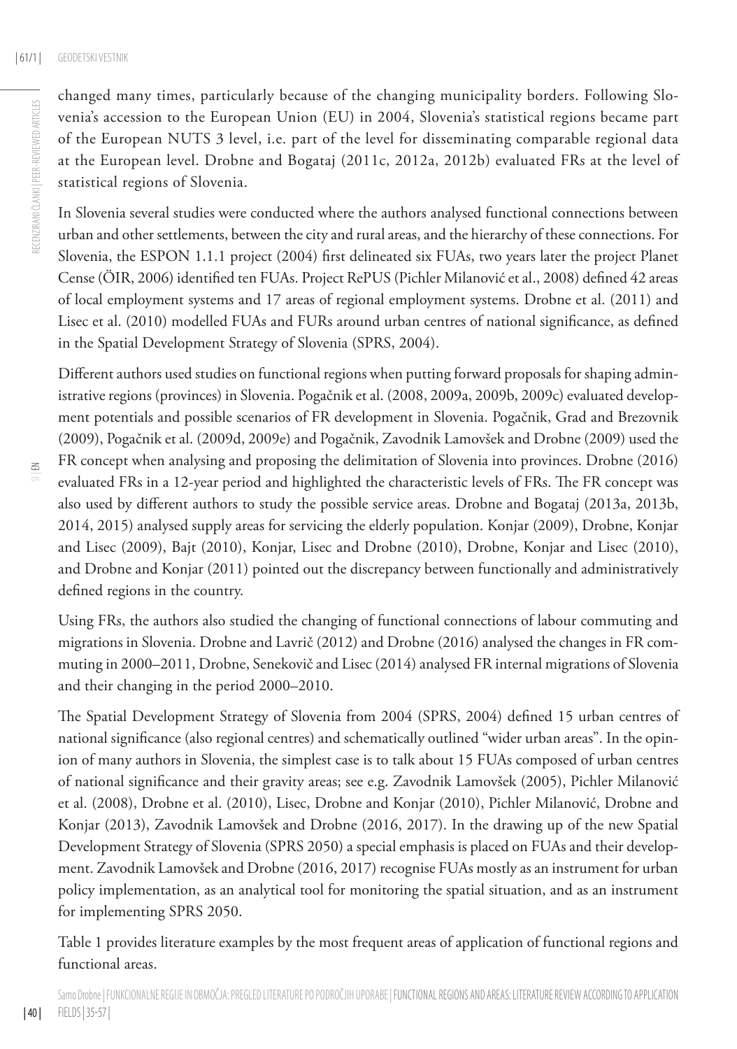changed many times, particularly because of the changing municipality borders. Following Slovenia's accession to the European Union (EU) in 2004, Slovenia's statistical regions became part of the European NUTS 3 level, i.e. part of the level for disseminating comparable regional data at the European level. Drobne and Bogataj (2011c, 2012a, 2012b) evaluated FRs at the level of statistical regions of Slovenia.

In Slovenia several studies were conducted where the authors analysed functional connections between urban and other settlements, between the city and rural areas, and the hierarchy of these connections. For Slovenia, the ESPON 1.1.1 project (2004) first delineated six FUAs, two years later the project Planet Cense (ÖIR, 2006) identified ten FUAs. Project RePUS (Pichler Milanović et al., 2008) defined 42 areas of local employment systems and 17 areas of regional employment systems. Drobne et al. (2011) and Lisec et al. (2010) modelled FUAs and FURs around urban centres of national significance, as defined in the Spatial Development Strategy of Slovenia (SPRS, 2004).

Different authors used studies on functional regions when putting forward proposals for shaping administrative regions (provinces) in Slovenia. Pogačnik et al. (2008, 2009a, 2009b, 2009c) evaluated development potentials and possible scenarios of FR development in Slovenia. Pogačnik, Grad and Brezovnik (2009), Pogačnik et al. (2009d, 2009e) and Pogačnik, Zavodnik Lamovšek and Drobne (2009) used the FR concept when analysing and proposing the delimitation of Slovenia into provinces. Drobne (2016) evaluated FRs in a 12-year period and highlighted the characteristic levels of FRs. The FR concept was also used by different authors to study the possible service areas. Drobne and Bogataj (2013a, 2013b, 2014, 2015) analysed supply areas for servicing the elderly population. Konjar (2009), Drobne, Konjar and Lisec (2009), Bajt (2010), Konjar, Lisec and Drobne (2010), Drobne, Konjar and Lisec (2010), and Drobne and Konjar (2011) pointed out the discrepancy between functionally and administratively defined regions in the country.

Using FRs, the authors also studied the changing of functional connections of labour commuting and migrations in Slovenia. Drobne and Lavrič (2012) and Drobne (2016) analysed the changes in FR commuting in 2000–2011, Drobne, Senekovič and Lisec (2014) analysed FR internal migrations of Slovenia and their changing in the period 2000–2010.

The Spatial Development Strategy of Slovenia from 2004 (SPRS, 2004) defined 15 urban centres of national significance (also regional centres) and schematically outlined "wider urban areas". In the opinion of many authors in Slovenia, the simplest case is to talk about 15 FUAs composed of urban centres of national significance and their gravity areas; see e.g. Zavodnik Lamovšek (2005), Pichler Milanović et al. (2008), Drobne et al. (2010), Lisec, Drobne and Konjar (2010), Pichler Milanović, Drobne and Konjar (2013), Zavodnik Lamovšek and Drobne (2016, 2017). In the drawing up of the new Spatial Development Strategy of Slovenia (SPRS 2050) a special emphasis is placed on FUAs and their development. Zavodnik Lamovšek and Drobne (2016, 2017) recognise FUAs mostly as an instrument for urban policy implementation, as an analytical tool for monitoring the spatial situation, and as an instrument for implementing SPRS 2050.

Table 1 provides literature examples by the most frequent areas of application of functional regions and functional areas.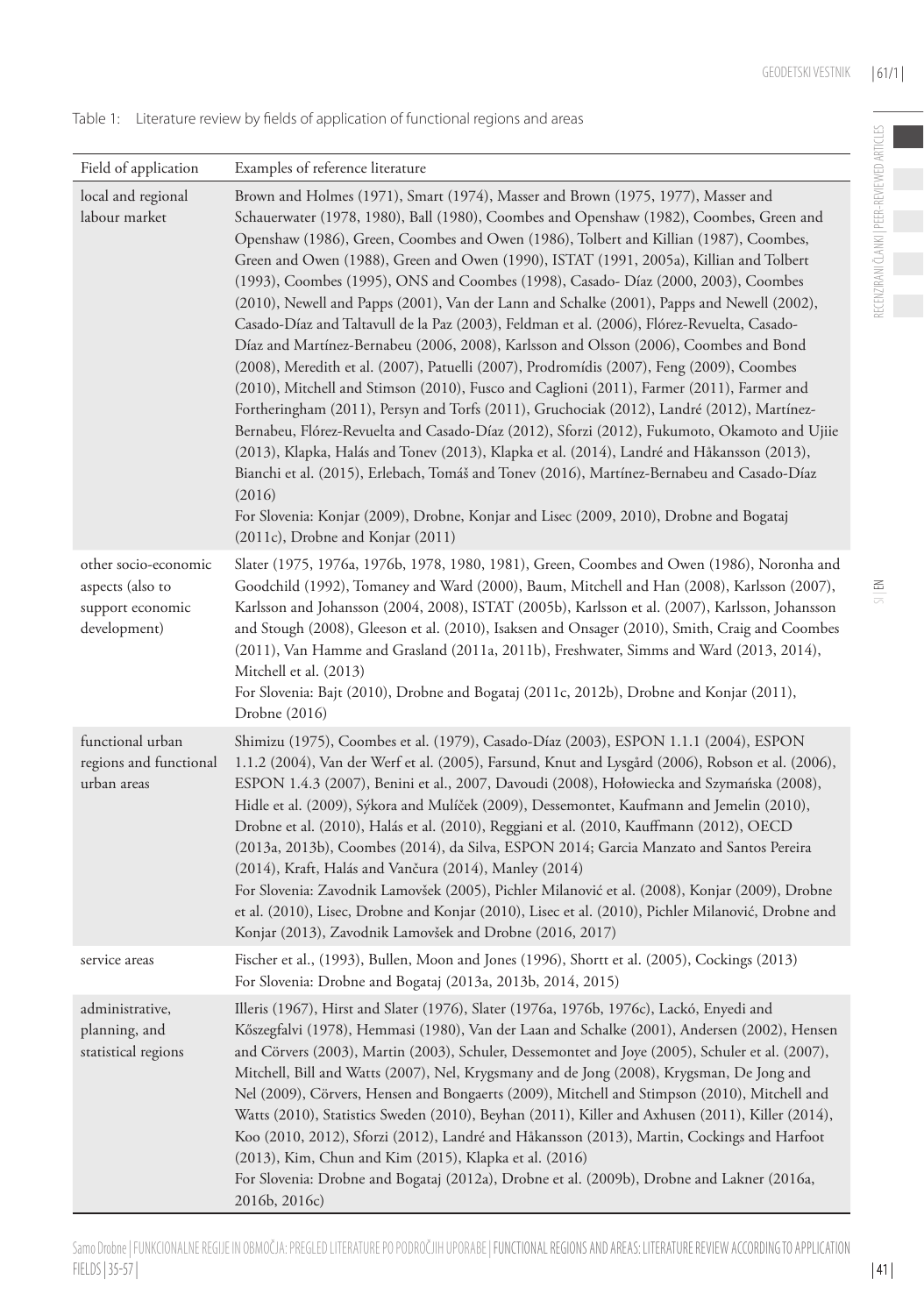Table 1: Literature review by fields of application of functional regions and areas

| Field of application | Examples of reference literature |
|---|---|
| local and regional labour market | Brown and Holmes (1971), Smart (1974), Masser and Brown (1975, 1977), Masser and Schauerwater (1978, 1980), Ball (1980), Coombes and Openshaw (1982), Coombes, Green and Openshaw (1986), Green, Coombes and Owen (1986), Tolbert and Killian (1987), Coombes, Green and Owen (1988), Green and Owen (1990), ISTAT (1991, 2005a), Killian and Tolbert (1993), Coombes (1995), ONS and Coombes (1998), Casado- Díaz (2000, 2003), Coombes (2010), Newell and Papps (2001), Van der Lann and Schalke (2001), Papps and Newell (2002), Casado-Díaz and Taltavull de la Paz (2003), Feldman et al. (2006), Flórez-Revuelta, Casado-Díaz and Martínez-Bernabeu (2006, 2008), Karlsson and Olsson (2006), Coombes and Bond (2008), Meredith et al. (2007), Patuelli (2007), Prodromídis (2007), Feng (2009), Coombes (2010), Mitchell and Stimson (2010), Fusco and Caglioni (2011), Farmer (2011), Farmer and Fortheringham (2011), Persyn and Torfs (2011), Gruchociak (2012), Landré (2012), Martínez-Bernabeu, Flórez-Revuelta and Casado-Díaz (2012), Sforzi (2012), Fukumoto, Okamoto and Ujiie (2013), Klapka, Halás and Tonev (2013), Klapka et al. (2014), Landré and Håkansson (2013), Bianchi et al. (2015), Erlebach, Tomáš and Tonev (2016), Martínez-Bernabeu and Casado-Díaz (2016)<br>For Slovenia: Konjar (2009), Drobne, Konjar and Lisec (2009, 2010), Drobne and Bogataj (2011c), Drobne and Konjar (2011) |
| other socio-economic aspects (also to support economic development) | Slater (1975, 1976a, 1976b, 1978, 1980, 1981), Green, Coombes and Owen (1986), Noronha and Goodchild (1992), Tomaney and Ward (2000), Baum, Mitchell and Han (2008), Karlsson (2007), Karlsson and Johansson (2004, 2008), ISTAT (2005b), Karlsson et al. (2007), Karlsson, Johansson and Stough (2008), Gleeson et al. (2010), Isaksen and Onsager (2010), Smith, Craig and Coombes (2011), Van Hamme and Grasland (2011a, 2011b), Freshwater, Simms and Ward (2013, 2014), Mitchell et al. (2013)<br>For Slovenia: Bajt (2010), Drobne and Bogataj (2011c, 2012b), Drobne and Konjar (2011), Drobne (2016) |
| functional urban regions and functional urban areas | Shimizu (1975), Coombes et al. (1979), Casado-Díaz (2003), ESPON 1.1.1 (2004), ESPON 1.1.2 (2004), Van der Werf et al. (2005), Farsund, Knut and Lysgård (2006), Robson et al. (2006), ESPON 1.4.3 (2007), Benini et al., 2007, Davoudi (2008), Hołowiecka and Szymańska (2008), Hidle et al. (2009), Sýkora and Mulíček (2009), Dessemontet, Kaufmann and Jemelin (2010), Drobne et al. (2010), Halás et al. (2010), Reggiani et al. (2010, Kauffmann (2012), OECD (2013a, 2013b), Coombes (2014), da Silva, ESPON 2014; Garcia Manzato and Santos Pereira (2014), Kraft, Halás and Vančura (2014), Manley (2014)<br>For Slovenia: Zavodnik Lamovšek (2005), Pichler Milanović et al. (2008), Konjar (2009), Drobne et al. (2010), Lisec, Drobne and Konjar (2010), Lisec et al. (2010), Pichler Milanović, Drobne and Konjar (2013), Zavodnik Lamovšek and Drobne (2016, 2017) |
| service areas | Fischer et al., (1993), Bullen, Moon and Jones (1996), Shortt et al. (2005), Cockings (2013)<br>For Slovenia: Drobne and Bogataj (2013a, 2013b, 2014, 2015) |
| administrative, planning, and statistical regions | Illeris (1967), Hirst and Slater (1976), Slater (1976a, 1976b, 1976c), Lackó, Enyedi and Kőszegfalvi (1978), Hemmasi (1980), Van der Laan and Schalke (2001), Andersen (2002), Hensen and Cörvers (2003), Martin (2003), Schuler, Dessemontet and Joye (2005), Schuler et al. (2007), Mitchell, Bill and Watts (2007), Nel, Krygsmany and de Jong (2008), Krygsman, De Jong and Nel (2009), Cörvers, Hensen and Bongaerts (2009), Mitchell and Stimpson (2010), Mitchell and Watts (2010), Statistics Sweden (2010), Beyhan (2011), Killer and Axhusen (2011), Killer (2014), Koo (2010, 2012), Sforzi (2012), Landré and Håkansson (2013), Martin, Cockings and Harfoot (2013), Kim, Chun and Kim (2015), Klapka et al. (2016)<br>For Slovenia: Drobne and Bogataj (2012a), Drobne et al. (2009b), Drobne and Lakner (2016a, 2016b, 2016c) |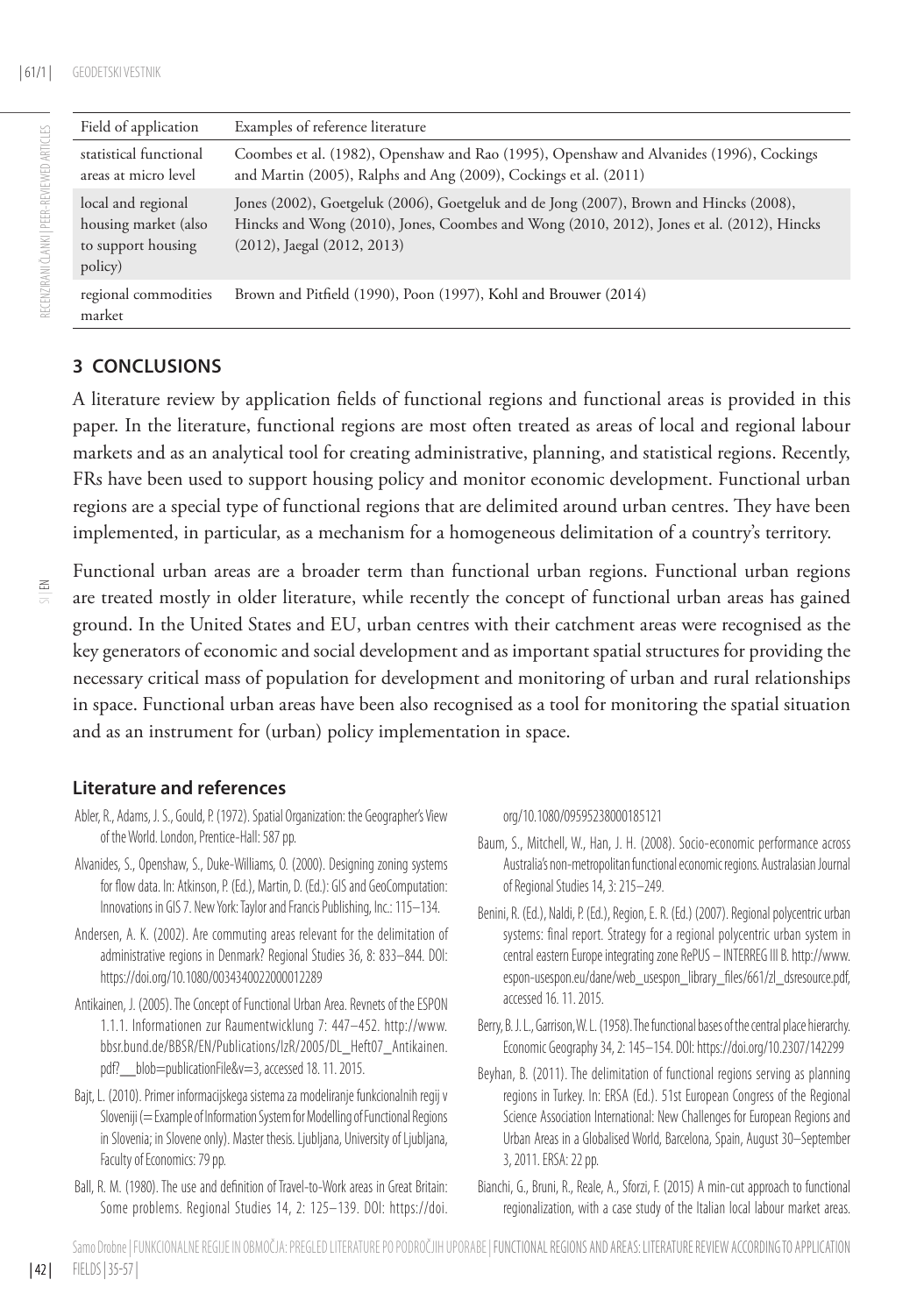| Field of application | Examples of reference literature |
| --- | --- |
| statistical functional areas at micro level | Coombes et al. (1982), Openshaw and Rao (1995), Openshaw and Alvanides (1996), Cockings and Martin (2005), Ralphs and Ang (2009), Cockings et al. (2011) |
| local and regional housing market (also to support housing policy) | Jones (2002), Goetgeluk (2006), Goetgeluk and de Jong (2007), Brown and Hincks (2008), Hincks and Wong (2010), Jones, Coombes and Wong (2010, 2012), Jones et al. (2012), Hincks (2012), Jaegal (2012, 2013) |
| regional commodities market | Brown and Pitfield (1990), Poon (1997), Kohl and Brouwer (2014) |

## 3 CONCLUSIONS

A literature review by application fields of functional regions and functional areas is provided in this paper. In the literature, functional regions are most often treated as areas of local and regional labour markets and as an analytical tool for creating administrative, planning, and statistical regions. Recently, FRs have been used to support housing policy and monitor economic development. Functional urban regions are a special type of functional regions that are delimited around urban centres. They have been implemented, in particular, as a mechanism for a homogeneous delimitation of a country's territory.

Functional urban areas are a broader term than functional urban regions. Functional urban regions are treated mostly in older literature, while recently the concept of functional urban areas has gained ground. In the United States and EU, urban centres with their catchment areas were recognised as the key generators of economic and social development and as important spatial structures for providing the necessary critical mass of population for development and monitoring of urban and rural relationships in space. Functional urban areas have been also recognised as a tool for monitoring the spatial situation and as an instrument for (urban) policy implementation in space.

### Literature and references

Abler, R., Adams, J. S., Gould, P. (1972). Spatial Organization: the Geographer's View of the World. London, Prentice-Hall: 587 pp.

Alvanides, S., Openshaw, S., Duke-Williams, O. (2000). Designing zoning systems for flow data. In: Atkinson, P. (Ed.), Martin, D. (Ed.): GIS and GeoComputation: Innovations in GIS 7. New York: Taylor and Francis Publishing, Inc.: 115–134.

Andersen, A. K. (2002). Are commuting areas relevant for the delimitation of administrative regions in Denmark? Regional Studies 36, 8: 833–844. DOI: https://doi.org/10.1080/0034340022000012289

Antikainen, J. (2005). The Concept of Functional Urban Area. Revnets of the ESPON 1.1.1. Informationen zur Raumentwicklung 7: 447–452. http://www.bbsr.bund.de/BBSR/EN/Publications/IzR/2005/DL_Heft07_Antikainen.pdf?__blob=publicationFile&v=3, accessed 18. 11. 2015.

Bajt, L. (2010). Primer informacijskega sistema za modeliranje funkcionalnih regij v Sloveniji (= Example of Information System for Modelling of Functional Regions in Slovenia; in Slovene only). Master thesis. Ljubljana, University of Ljubljana, Faculty of Economics: 79 pp.

Ball, R. M. (1980). The use and definition of Travel-to-Work areas in Great Britain: Some problems. Regional Studies 14, 2: 125–139. DOI: https://doi.org/10.1080/09595238000185121

Baum, S., Mitchell, W., Han, J. H. (2008). Socio-economic performance across Australia's non-metropolitan functional economic regions. Australasian Journal of Regional Studies 14, 3: 215–249.

Benini, R. (Ed.), Naldi, P. (Ed.), Region, E. R. (Ed.) (2007). Regional polycentric urban systems: final report. Strategy for a regional polycentric urban system in central eastern Europe integrating zone RePUS – INTERREG III B. http://www.espon-usespon.eu/dane/web_usespon_library_files/661/zl_dsresource.pdf, accessed 16. 11. 2015.

Berry, B. J. L., Garrison, W. L. (1958). The functional bases of the central place hierarchy. Economic Geography 34, 2: 145–154. DOI: https://doi.org/10.2307/142299

Beyhan, B. (2011). The delimitation of functional regions serving as planning regions in Turkey. In: ERSA (Ed.). 51st European Congress of the Regional Science Association International: New Challenges for European Regions and Urban Areas in a Globalised World, Barcelona, Spain, August 30–September 3, 2011. ERSA: 22 pp.

Bianchi, G., Bruni, R., Reale, A., Sforzi, F. (2015) A min-cut approach to functional regionalization, with a case study of the Italian local labour market areas.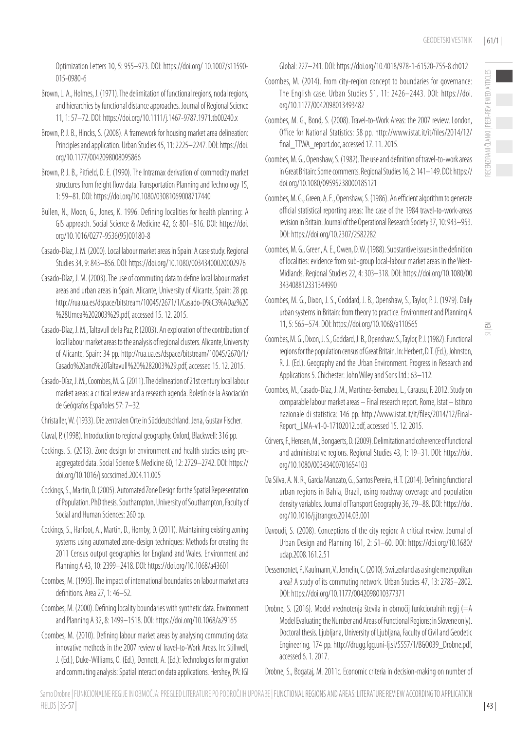Optimization Letters 10, 5: 955–973. DOI: https://doi.org/ 10.1007/s11590-015-0980-6

Brown, L. A., Holmes, J. (1971). The delimitation of functional regions, nodal regions, and hierarchies by functional distance approaches. Journal of Regional Science 11, 1: 57–72. DOI: https://doi.org/10.1111/j.1467-9787.1971.tb00240.x

Brown, P. J. B., Hincks, S. (2008). A framework for housing market area delineation: Principles and application. Urban Studies 45, 11: 2225–2247. DOI: https://doi.org/10.1177/0042098008095866

Brown, P. J. B., Pitfield, D. E. (1990). The Intramax derivation of commodity market structures from freight flow data. Transportation Planning and Technology 15, 1: 59–81. DOI: https://doi.org/10.1080/03081069008717440

Bullen, N., Moon, G., Jones, K. 1996. Defining localities for health planning: A GIS approach. Social Science & Medicine 42, 6: 801–816. DOI: https://doi.org/10.1016/0277-9536(95)00180-8

Casado-Díaz, J. M. (2000). Local labour market areas in Spain: A case study. Regional Studies 34, 9: 843–856. DOI: https://doi.org/10.1080/00343400020002976

Casado-Díaz, J. M. (2003). The use of commuting data to define local labour market areas and urban areas in Spain. Alicante, University of Alicante, Spain: 28 pp. http://rua.ua.es/dspace/bitstream/10045/2671/1/Casado-D%C3%ADaz%20%28Umea%202003%29.pdf, accessed 15. 12. 2015.

Casado-Díaz, J. M., Taltavull de la Paz, P. (2003). An exploration of the contribution of local labour market areas to the analysis of regional clusters. Alicante, University of Alicante, Spain: 34 pp. http://rua.ua.es/dspace/bitstream/10045/2670/1/Casado%20and%20Taltavull%20%282003%29.pdf, accessed 15. 12. 2015.

Casado-Díaz, J. M., Coombes, M. G. (2011). The delineation of 21st century local labour market areas: a critical review and a research agenda. Boletín de la Asociación de Geógrafos Españoles 57: 7–32.

Christaller, W. (1933). Die zentralen Orte in Süddeutschland. Jena, Gustav Fischer.

Claval, P. (1998). Introduction to regional geography. Oxford, Blackwell: 316 pp.

Cockings, S. (2013). Zone design for environment and health studies using pre-aggregated data. Social Science & Medicine 60, 12: 2729–2742. DOI: https://doi.org/10.1016/j.socscimed.2004.11.005

Cockings, S., Martin, D. (2005). Automated Zone Design for the Spatial Representation of Population. PhD thesis. Southampton, University of Southampton, Faculty of Social and Human Sciences: 260 pp.

Cockings, S., Harfoot, A., Martin, D., Hornby, D. (2011). Maintaining existing zoning systems using automated zone-design techniques: Methods for creating the 2011 Census output geographies for England and Wales. Environment and Planning A 43, 10: 2399–2418. DOI: https://doi.org/10.1068/a43601

Coombes, M. (1995). The impact of international boundaries on labour market area definitions. Area 27, 1: 46–52.

Coombes, M. (2000). Defining locality boundaries with synthetic data. Environment and Planning A 32, 8: 1499–1518. DOI: https://doi.org/10.1068/a29165

Coombes, M. (2010). Defining labour market areas by analysing commuting data: innovative methods in the 2007 review of Travel-to-Work Areas. In: Stillwell, J. (Ed.), Duke-Williams, O. (Ed.), Dennett, A. (Ed.): Technologies for migration and commuting analysis: Spatial interaction data applications. Hershey, PA: IGI Global: 227–241. DOI: https://doi.org/10.4018/978-1-61520-755-8.ch012

Coombes, M. (2014). From city-region concept to boundaries for governance: The English case. Urban Studies 51, 11: 2426–2443. DOI: https://doi.org/10.1177/0042098013493482

Coombes, M. G., Bond, S. (2008). Travel-to-Work Areas: the 2007 review. London, Office for National Statistics: 58 pp. http://www.istat.it/it/files/2014/12/final_TTWA_report.doc, accessed 17. 11. 2015.

Coombes, M. G., Openshaw, S. (1982). The use and definition of travel-to-work areas in Great Britain: Some comments. Regional Studies 16, 2: 141–149. DOI: https://doi.org/10.1080/09595238000185121

Coombes, M. G., Green, A. E., Openshaw, S. (1986). An efficient algorithm to generate official statistical reporting areas: The case of the 1984 travel-to-work-areas revision in Britain. Journal of the Operational Research Society 37, 10: 943–953. DOI: https://doi.org/10.2307/2582282

Coombes, M. G., Green, A. E., Owen, D. W. (1988). Substantive issues in the definition of localities: evidence from sub-group local-labour market areas in the West-Midlands. Regional Studies 22, 4: 303–318. DOI: https://doi.org/10.1080/00343408812331344990

Coombes, M. G., Dixon, J. S., Goddard, J. B., Openshaw, S., Taylor, P. J. (1979). Daily urban systems in Britain: from theory to practice. Environment and Planning A 11, 5: 565–574. DOI: https://doi.org/10.1068/a110565

Coombes, M. G., Dixon, J. S., Goddard, J. B., Openshaw, S., Taylor, P. J. (1982). Functional regions for the population census of Great Britain. In: Herbert, D. T. (Ed.), Johnston, R. J. (Ed.). Geography and the Urban Environment. Progress in Research and Applications 5. Chichester: John Wiley and Sons Ltd.: 63–112.

Coombes, M., Casado-Díaz, J. M., Martínez-Bernabeu, L., Carausu, F. 2012. Study on comparable labour market areas – Final research report. Rome, Istat – Istituto nazionale di statistica: 146 pp. http://www.istat.it/it/files/2014/12/Final-Report_LMA-v1-0-17102012.pdf, accessed 15. 12. 2015.

Cörvers, F., Hensen, M., Bongaerts, D. (2009). Delimitation and coherence of functional and administrative regions. Regional Studies 43, 1: 19–31. DOI: https://doi.org/10.1080/00343400701654103

Da Silva, A. N. R., Garcia Manzato, G., Santos Pereira, H. T. (2014). Defining functional urban regions in Bahia, Brazil, using roadway coverage and population density variables. Journal of Transport Geography 36, 79–88. DOI: https://doi.org/10.1016/j.jtrangeo.2014.03.001

Davoudi, S. (2008). Conceptions of the city region: A critical review. Journal of Urban Design and Planning 161, 2: 51–60. DOI: https://doi.org/10.1680/udap.2008.161.2.51

Dessemontet, P., Kaufmann, V., Jemelin, C. (2010). Switzerland as a single metropolitan area? A study of its commuting network. Urban Studies 47, 13: 2785–2802. DOI: https://doi.org/10.1177/0042098010377371

Drobne, S. (2016). Model vrednotenja števila in območij funkcionalnih regij (=A Model Evaluating the Number and Areas of Functional Regions; in Slovene only). Doctoral thesis. Ljubljana, University of Ljubljana, Faculty of Civil and Geodetic Engineering, 174 pp. http://drugg.fgg.uni-lj.si/5557/1/BGO039_Drobne.pdf, accessed 6. 1. 2017.

Drobne, S., Bogataj, M. 2011c. Economic criteria in decision-making on number of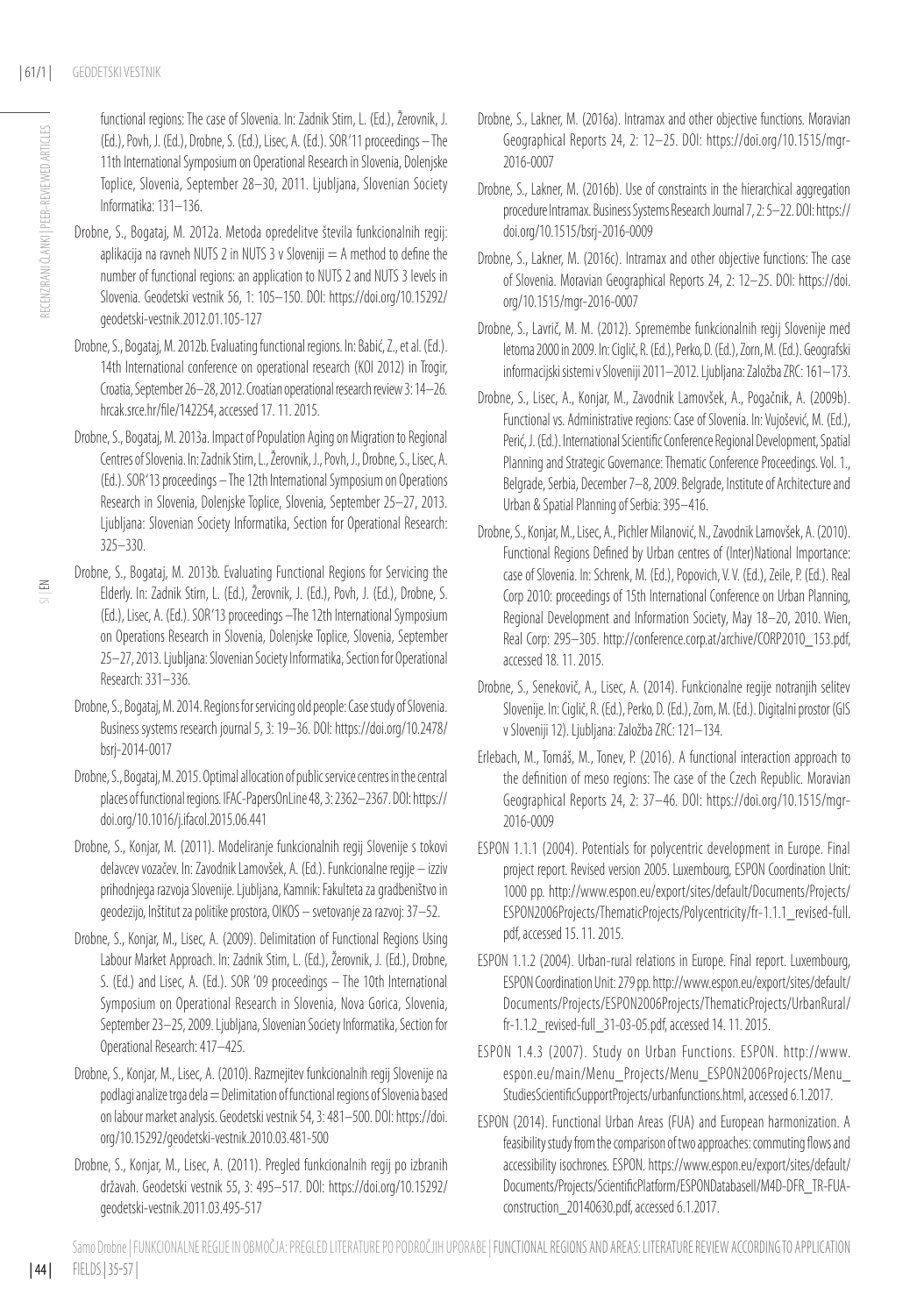functional regions: The case of Slovenia. In: Zadnik Stirn, L. (Ed.), Žerovnik, J. (Ed.), Povh, J. (Ed.), Drobne, S. (Ed.), Lisec, A. (Ed.). SOR'11 proceedings – The 11th International Symposium on Operational Research in Slovenia, Dolenjske Toplice, Slovenia, September 28–30, 2011. Ljubljana, Slovenian Society Informatika: 131–136.

Drobne, S., Bogataj, M. 2012a. Metoda opredelitve števila funkcionalnih regij: aplikacija na ravneh NUTS 2 in NUTS 3 v Sloveniji = A method to define the number of functional regions: an application to NUTS 2 and NUTS 3 levels in Slovenia. Geodetski vestnik 56, 1: 105–150. DOI: https://doi.org/10.15292/geodetski-vestnik.2012.01.105-127

Drobne, S., Bogataj, M. 2012b. Evaluating functional regions. In: Babić, Z., et al. (Ed.). 14th International conference on operational research (KOI 2012) in Trogir, Croatia, September 26–28, 2012. Croatian operational research review 3: 14–26. hrcak.srce.hr/file/142254, accessed 17. 11. 2015.

Drobne, S., Bogataj, M. 2013a. Impact of Population Aging on Migration to Regional Centres of Slovenia. In: Zadnik Stirn, L., Žerovnik, J., Povh, J., Drobne, S., Lisec, A. (Ed.). SOR'13 proceedings – The 12th International Symposium on Operations Research in Slovenia, Dolenjske Toplice, Slovenia, September 25–27, 2013. Ljubljana: Slovenian Society Informatika, Section for Operational Research: 325–330.

Drobne, S., Bogataj, M. 2013b. Evaluating Functional Regions for Servicing the Elderly. In: Zadnik Stirn, L. (Ed.), Žerovnik, J. (Ed.), Povh, J. (Ed.), Drobne, S. (Ed.), Lisec, A. (Ed.). SOR'13 proceedings –The 12th International Symposium on Operations Research in Slovenia, Dolenjske Toplice, Slovenia, September 25–27, 2013. Ljubljana: Slovenian Society Informatika, Section for Operational Research: 331–336.

Drobne, S., Bogataj, M. 2014. Regions for servicing old people: Case study of Slovenia. Business systems research journal 5, 3: 19–36. DOI: https://doi.org/10.2478/bsrj-2014-0017

Drobne, S., Bogataj, M. 2015. Optimal allocation of public service centres in the central places of functional regions. IFAC-PapersOnLine 48, 3: 2362–2367. DOI: https://doi.org/10.1016/j.ifacol.2015.06.441

Drobne, S., Konjar, M. (2011). Modeliranje funkcionalnih regij Slovenije s tokovi delavcev vozačev. In: Zavodnik Lamovšek, A. (Ed.). Funkcionalne regije – izziv prihodnjega razvoja Slovenije. Ljubljana, Kamnik: Fakulteta za gradbeništvo in geodezijo, Inštitut za politike prostora, OIKOS – svetovanje za razvoj: 37–52.

Drobne, S., Konjar, M., Lisec, A. (2009). Delimitation of Functional Regions Using Labour Market Approach. In: Zadnik Stirn, L. (Ed.), Žerovnik, J. (Ed.), Drobne, S. (Ed.) and Lisec, A. (Ed.). SOR '09 proceedings – The 10th International Symposium on Operational Research in Slovenia, Nova Gorica, Slovenia, September 23–25, 2009. Ljubljana, Slovenian Society Informatika, Section for Operational Research: 417–425.

Drobne, S., Konjar, M., Lisec, A. (2010). Razmejitev funkcionalnih regij Slovenije na podlagi analize trga dela = Delimitation of functional regions of Slovenia based on labour market analysis. Geodetski vestnik 54, 3: 481–500. DOI: https://doi.org/10.15292/geodetski-vestnik.2010.03.481-500

Drobne, S., Konjar, M., Lisec, A. (2011). Pregled funkcionalnih regij po izbranih državah. Geodetski vestnik 55, 3: 495–517. DOI: https://doi.org/10.15292/geodetski-vestnik.2011.03.495-517

Drobne, S., Lakner, M. (2016a). Intramax and other objective functions. Moravian Geographical Reports 24, 2: 12–25. DOI: https://doi.org/10.1515/mgr-2016-0007

Drobne, S., Lakner, M. (2016b). Use of constraints in the hierarchical aggregation procedure Intramax. Business Systems Research Journal 7, 2: 5–22. DOI: https://doi.org/10.1515/bsrj-2016-0009

Drobne, S., Lakner, M. (2016c). Intramax and other objective functions: The case of Slovenia. Moravian Geographical Reports 24, 2: 12–25. DOI: https://doi.org/10.1515/mgr-2016-0007

Drobne, S., Lavrič, M. M. (2012). Spremembe funkcionalnih regij Slovenije med letoma 2000 in 2009. In: Ciglič, R. (Ed.), Perko, D. (Ed.), Zorn, M. (Ed.). Geografski informacijski sistemi v Sloveniji 2011–2012. Ljubljana: Založba ZRC: 161–173.

Drobne, S., Lisec, A., Konjar, M., Zavodnik Lamovšek, A., Pogačnik, A. (2009b). Functional vs. Administrative regions: Case of Slovenia. In: Vujošević, M. (Ed.), Perić, J. (Ed.). International Scientific Conference Regional Development, Spatial Planning and Strategic Governance: Thematic Conference Proceedings. Vol. 1., Belgrade, Serbia, December 7–8, 2009. Belgrade, Institute of Architecture and Urban & Spatial Planning of Serbia: 395–416.

Drobne, S., Konjar, M., Lisec, A., Pichler Milanović, N., Zavodnik Lamovšek, A. (2010). Functional Regions Defined by Urban centres of (Inter)National Importance: case of Slovenia. In: Schrenk, M. (Ed.), Popovich, V. V. (Ed.), Zeile, P. (Ed.). Real Corp 2010: proceedings of 15th International Conference on Urban Planning, Regional Development and Information Society, May 18–20, 2010. Wien, Real Corp: 295–305. http://conference.corp.at/archive/CORP2010_153.pdf, accessed 18. 11. 2015.

Drobne, S., Senekovič, A., Lisec, A. (2014). Funkcionalne regije notranjih selitev Slovenije. In: Ciglič, R. (Ed.), Perko, D. (Ed.), Zorn, M. (Ed.). Digitalni prostor (GIS v Sloveniji 12). Ljubljana: Založba ZRC: 121–134.

Erlebach, M., Tomáš, M., Tonev, P. (2016). A functional interaction approach to the definition of meso regions: The case of the Czech Republic. Moravian Geographical Reports 24, 2: 37–46. DOI: https://doi.org/10.1515/mgr-2016-0009

ESPON 1.1.1 (2004). Potentials for polycentric development in Europe. Final project report. Revised version 2005. Luxembourg, ESPON Coordination Unit: 1000 pp. http://www.espon.eu/export/sites/default/Documents/Projects/ESPON2006Projects/ThematicProjects/Polycentricity/fr-1.1.1_revised-full.pdf, accessed 15. 11. 2015.

ESPON 1.1.2 (2004). Urban-rural relations in Europe. Final report. Luxembourg, ESPON Coordination Unit: 279 pp. http://www.espon.eu/export/sites/default/Documents/Projects/ESPON2006Projects/ThematicProjects/UrbanRural/fr-1.1.2_revised-full_31-03-05.pdf, accessed 14. 11. 2015.

ESPON 1.4.3 (2007). Study on Urban Functions. ESPON. http://www.espon.eu/main/Menu_Projects/Menu_ESPON2006Projects/Menu_StudiesScientificSupportProjects/urbanfunctions.html, accessed 6.1.2017.

ESPON (2014). Functional Urban Areas (FUA) and European harmonization. A feasibility study from the comparison of two approaches: commuting flows and accessibility isochrones. ESPON. https://www.espon.eu/export/sites/default/Documents/Projects/ScientificPlatform/ESPONDatabaseII/M4D-DFR_TR-FUA-construction_20140630.pdf, accessed 6.1.2017.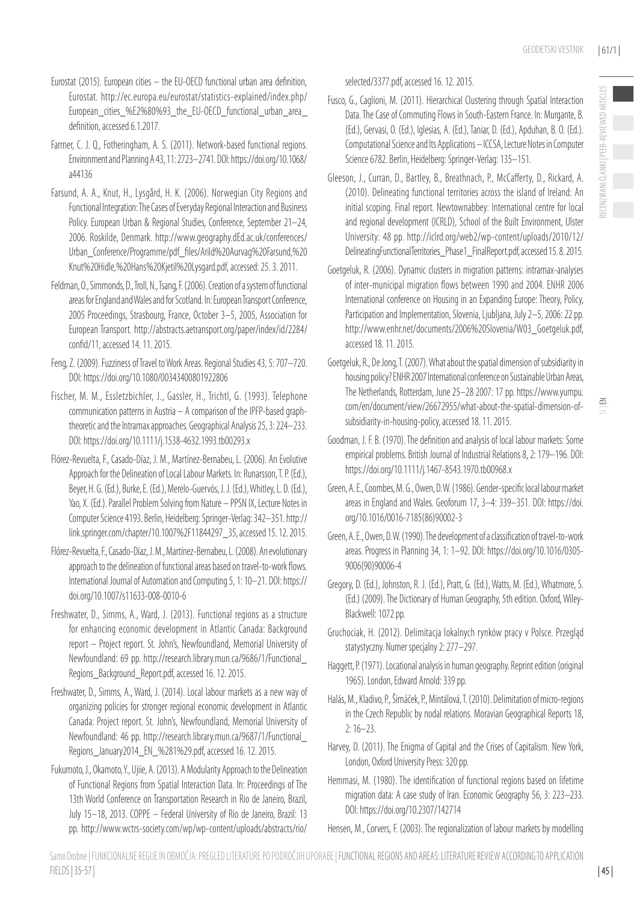Eurostat (2015). European cities – the EU-OECD functional urban area definition, Eurostat. http://ec.europa.eu/eurostat/statistics-explained/index.php/European_cities_%E2%80%93_the_EU-OECD_functional_urban_area_definition, accessed 6.1.2017.

Farmer, C. J. Q., Fotheringham, A. S. (2011). Network-based functional regions. Environment and Planning A 43, 11: 2723–2741. DOI: https://doi.org/10.1068/a44136

Farsund, A. A., Knut, H., Lysgård, H. K. (2006). Norwegian City Regions and Functional Integration: The Cases of Everyday Regional Interaction and Business Policy. European Urban & Regional Studies, Conference, September 21–24, 2006. Roskilde, Denmark. http://www.geography.dEd.ac.uk/conferences/Urban_Conference/Programme/pdf_files/Arild%20Aurvag%20Farsund,%20Knut%20Hidle,%20Hans%20Kjetil%20Lysgard.pdf, accessed: 25. 3. 2011.

Feldman, O., Simmonds, D., Troll, N., Tsang, F. (2006). Creation of a system of functional areas for England and Wales and for Scotland. In: European Transport Conference, 2005 Proceedings, Strasbourg, France, October 3–5, 2005, Association for European Transport. http://abstracts.aetransport.org/paper/index/id/2284/confid/11, accessed 14. 11. 2015.

Feng, Z. (2009). Fuzziness of Travel to Work Areas. Regional Studies 43, 5: 707–720. DOI: https://doi.org/10.1080/00343400801922806

Fischer, M. M., Essletzbichler, J., Gassler, H., Trichtl, G. (1993). Telephone communication patterns in Austria – A comparison of the IPFP-based graph-theoretic and the Intramax approaches. Geographical Analysis 25, 3: 224–233. DOI: https://doi.org/10.1111/j.1538-4632.1993.tb00293.x

Flórez-Revuelta, F., Casado-Díaz, J. M., Martínez-Bernabeu, L. (2006). An Evolutive Approach for the Delineation of Local Labour Markets. In: Runarsson, T. P. (Ed.), Beyer, H. G. (Ed.), Burke, E. (Ed.), Merelo-Guervós, J. J. (Ed.), Whitley, L. D. (Ed.), Yao, X. (Ed.). Parallel Problem Solving from Nature – PPSN IX, Lecture Notes in Computer Science 4193. Berlin, Heidelberg: Springer-Verlag: 342–351. http://link.springer.com/chapter/10.1007%2F11844297_35, accessed 15. 12. 2015.

Flórez-Revuelta, F., Casado-Díaz, J. M., Martínez-Bernabeu, L. (2008). An evolutionary approach to the delineation of functional areas based on travel-to-work flows. International Journal of Automation and Computing 5, 1: 10–21. DOI: https://doi.org/10.1007/s11633-008-0010-6

Freshwater, D., Simms, A., Ward, J. (2013). Functional regions as a structure for enhancing economic development in Atlantic Canada: Background report – Project report. St. John's, Newfoundland, Memorial University of Newfoundland: 69 pp. http://research.library.mun.ca/9686/1/Functional_Regions_Background_Report.pdf, accessed 16. 12. 2015.

Freshwater, D., Simms, A., Ward, J. (2014). Local labour markets as a new way of organizing policies for stronger regional economic development in Atlantic Canada: Project report. St. John's, Newfoundland, Memorial University of Newfoundland: 46 pp. http://research.library.mun.ca/9687/1/Functional_Regions_January2014_EN_%281%29.pdf, accessed 16. 12. 2015.

Fukumoto, J., Okamoto, Y., Ujiie, A. (2013). A Modularity Approach to the Delineation of Functional Regions from Spatial Interaction Data. In: Proceedings of The 13th World Conference on Transportation Research in Rio de Janeiro, Brazil, July 15–18, 2013. COPPE – Federal University of Rio de Janeiro, Brazil: 13 pp. http://www.wctrs-society.com/wp/wp-content/uploads/abstracts/rio/selected/3377.pdf, accessed 16. 12. 2015.

Fusco, G., Caglioni, M. (2011). Hierarchical Clustering through Spatial Interaction Data. The Case of Commuting Flows in South-Eastern France. In: Murgante, B. (Ed.), Gervasi, O. (Ed.), Iglesias, A. (Ed.), Taniar, D. (Ed.), Apduhan, B. O. (Ed.). Computational Science and Its Applications – ICCSA, Lecture Notes in Computer Science 6782. Berlin, Heidelberg: Springer-Verlag: 135–151.

Gleeson, J., Curran, D., Bartley, B., Breathnach, P., McCafferty, D., Rickard, A. (2010). Delineating functional territories across the island of Ireland: An initial scoping. Final report. Newtownabbey: International centre for local and regional development (ICRLD), School of the Built Environment, Ulster University: 48 pp. http://iclrd.org/web2/wp-content/uploads/2010/12/DelineatingFunctionalTerritories_Phase1_FinalReport.pdf, accessed 15. 8. 2015.

Goetgeluk, R. (2006). Dynamic clusters in migration patterns: intramax-analyses of inter-municipal migration flows between 1990 and 2004. ENHR 2006 International conference on Housing in an Expanding Europe: Theory, Policy, Participation and Implementation, Slovenia, Ljubljana, July 2–5, 2006: 22 pp. http://www.enhr.net/documents/2006%20Slovenia/W03_Goetgeluk.pdf, accessed 18. 11. 2015.

Goetgeluk, R., De Jong, T. (2007). What about the spatial dimension of subsidiarity in housing policy? ENHR 2007 International conference on Sustainable Urban Areas, The Netherlands, Rotterdam, June 25–28 2007: 17 pp. https://www.yumpu.com/en/document/view/26672955/what-about-the-spatial-dimension-of-subsidiarity-in-housing-policy, accessed 18. 11. 2015.

Goodman, J. F. B. (1970). The definition and analysis of local labour markets: Some empirical problems. British Journal of Industrial Relations 8, 2: 179–196. DOI: https://doi.org/10.1111/j.1467-8543.1970.tb00968.x

Green, A. E., Coombes, M. G., Owen, D. W. (1986). Gender-specific local labour market areas in England and Wales. Geoforum 17, 3–4: 339–351. DOI: https://doi.org/10.1016/0016-7185(86)90002-3

Green, A. E., Owen, D. W. (1990). The development of a classification of travel-to-work areas. Progress in Planning 34, 1: 1–92. DOI: https://doi.org/10.1016/0305-9006(90)90006-4

Gregory, D. (Ed.), Johnston, R. J. (Ed.), Pratt, G. (Ed.), Watts, M. (Ed.), Whatmore, S. (Ed.) (2009). The Dictionary of Human Geography, 5th edition. Oxford, Wiley-Blackwell: 1072 pp.

Gruchociak, H. (2012). Delimitacja lokalnych rynków pracy v Polsce. Przegląd statystyczny. Numer specjalny 2: 277–297.

Haggett, P. (1971). Locational analysis in human geography. Reprint edition (original 1965). London, Edward Arnold: 339 pp.

Halás, M., Kladivo, P., Šimáček, P., Mintálová, T. (2010). Delimitation of micro-regions in the Czech Republic by nodal relations. Moravian Geographical Reports 18, 2: 16–23.

Harvey, D. (2011). The Enigma of Capital and the Crises of Capitalism. New York, London, Oxford University Press: 320 pp.

Hemmasi, M. (1980). The identification of functional regions based on lifetime migration data: A case study of Iran. Economic Geography 56, 3: 223–233. DOI: https://doi.org/10.2307/142714

Hensen, M., Corvers, F. (2003). The regionalization of labour markets by modelling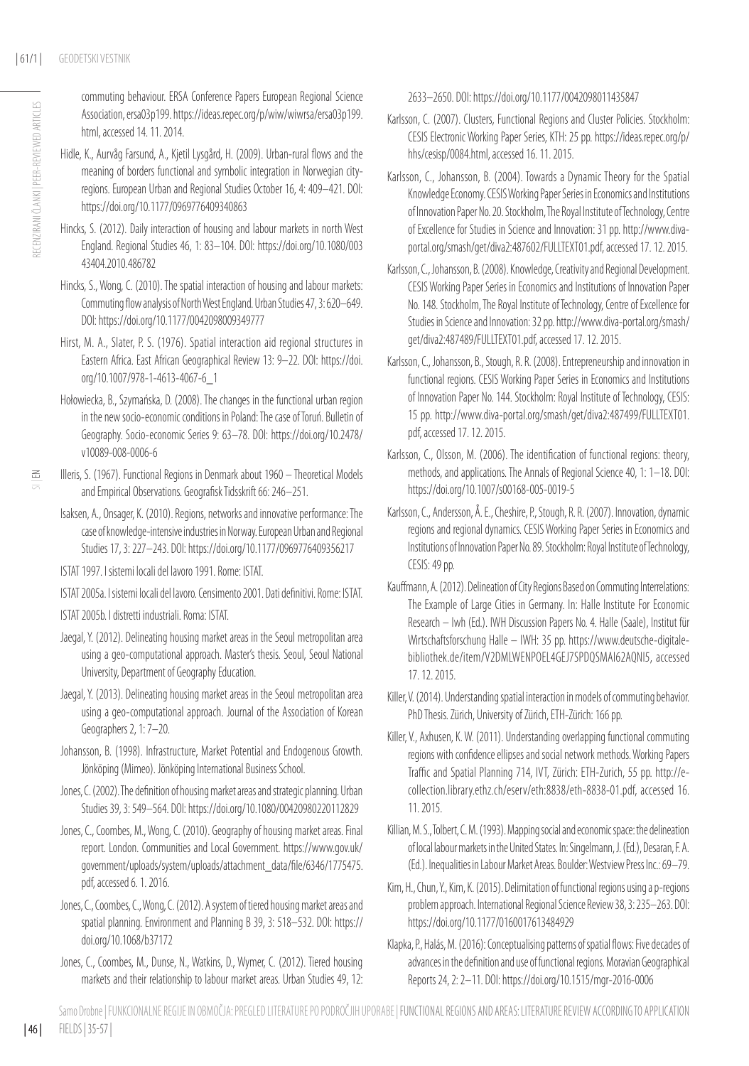commuting behaviour. ERSA Conference Papers European Regional Science Association, ersa03p199. https://ideas.repec.org/p/wiw/wiwrsa/ersa03p199.html, accessed 14. 11. 2014.

Hidle, K., Aurvåg Farsund, A., Kjetil Lysgård, H. (2009). Urban-rural flows and the meaning of borders functional and symbolic integration in Norwegian city-regions. European Urban and Regional Studies October 16, 4: 409–421. DOI: https://doi.org/10.1177/0969776409340863

Hincks, S. (2012). Daily interaction of housing and labour markets in north West England. Regional Studies 46, 1: 83–104. DOI: https://doi.org/10.1080/00343404.2010.486782

Hincks, S., Wong, C. (2010). The spatial interaction of housing and labour markets: Commuting flow analysis of North West England. Urban Studies 47, 3: 620–649. DOI: https://doi.org/10.1177/0042098009349777

Hirst, M. A., Slater, P. S. (1976). Spatial interaction aid regional structures in Eastern Africa. East African Geographical Review 13: 9–22. DOI: https://doi.org/10.1007/978-1-4613-4067-6_1

Hołowiecka, B., Szymańska, D. (2008). The changes in the functional urban region in the new socio-economic conditions in Poland: The case of Toruń. Bulletin of Geography. Socio-economic Series 9: 63–78. DOI: https://doi.org/10.2478/v10089-008-0006-6

Illeris, S. (1967). Functional Regions in Denmark about 1960 – Theoretical Models and Empirical Observations. Geografisk Tidsskrift 66: 246–251.

Isaksen, A., Onsager, K. (2010). Regions, networks and innovative performance: The case of knowledge-intensive industries in Norway. European Urban and Regional Studies 17, 3: 227–243. DOI: https://doi.org/10.1177/0969776409356217

ISTAT 1997. I sistemi locali del lavoro 1991. Rome: ISTAT.

ISTAT 2005a. I sistemi locali del lavoro. Censimento 2001. Dati definitivi. Rome: ISTAT.

ISTAT 2005b. I distretti industriali. Roma: ISTAT.

Jaegal, Y. (2012). Delineating housing market areas in the Seoul metropolitan area using a geo-computational approach. Master's thesis. Seoul, Seoul National University, Department of Geography Education.

Jaegal, Y. (2013). Delineating housing market areas in the Seoul metropolitan area using a geo-computational approach. Journal of the Association of Korean Geographers 2, 1: 7–20.

Johansson, B. (1998). Infrastructure, Market Potential and Endogenous Growth. Jönköping (Mimeo). Jönköping International Business School.

Jones, C. (2002). The definition of housing market areas and strategic planning. Urban Studies 39, 3: 549–564. DOI: https://doi.org/10.1080/00420980220112829

Jones, C., Coombes, M., Wong, C. (2010). Geography of housing market areas. Final report. London. Communities and Local Government. https://www.gov.uk/government/uploads/system/uploads/attachment_data/file/6346/1775475.pdf, accessed 6. 1. 2016.

Jones, C., Coombes, C., Wong, C. (2012). A system of tiered housing market areas and spatial planning. Environment and Planning B 39, 3: 518–532. DOI: https://doi.org/10.1068/b37172

Jones, C., Coombes, M., Dunse, N., Watkins, D., Wymer, C. (2012). Tiered housing markets and their relationship to labour market areas. Urban Studies 49, 12: 2633–2650. DOI: https://doi.org/10.1177/0042098011435847

Karlsson, C. (2007). Clusters, Functional Regions and Cluster Policies. Stockholm: CESIS Electronic Working Paper Series, KTH: 25 pp. https://ideas.repec.org/p/hhs/cesisp/0084.html, accessed 16. 11. 2015.

Karlsson, C., Johansson, B. (2004). Towards a Dynamic Theory for the Spatial Knowledge Economy. CESIS Working Paper Series in Economics and Institutions of Innovation Paper No. 20. Stockholm, The Royal Institute of Technology, Centre of Excellence for Studies in Science and Innovation: 31 pp. http://www.diva-portal.org/smash/get/diva2:487602/FULLTEXT01.pdf, accessed 17. 12. 2015.

Karlsson, C., Johansson, B. (2008). Knowledge, Creativity and Regional Development. CESIS Working Paper Series in Economics and Institutions of Innovation Paper No. 148. Stockholm, The Royal Institute of Technology, Centre of Excellence for Studies in Science and Innovation: 32 pp. http://www.diva-portal.org/smash/get/diva2:487489/FULLTEXT01.pdf, accessed 17. 12. 2015.

Karlsson, C., Johansson, B., Stough, R. R. (2008). Entrepreneurship and innovation in functional regions. CESIS Working Paper Series in Economics and Institutions of Innovation Paper No. 144. Stockholm: Royal Institute of Technology, CESIS: 15 pp. http://www.diva-portal.org/smash/get/diva2:487499/FULLTEXT01.pdf, accessed 17. 12. 2015.

Karlsson, C., Olsson, M. (2006). The identification of functional regions: theory, methods, and applications. The Annals of Regional Science 40, 1: 1–18. DOI: https://doi.org/10.1007/s00168-005-0019-5

Karlsson, C., Andersson, Å. E., Cheshire, P., Stough, R. R. (2007). Innovation, dynamic regions and regional dynamics. CESIS Working Paper Series in Economics and Institutions of Innovation Paper No. 89. Stockholm: Royal Institute of Technology, CESIS: 49 pp.

Kauffmann, A. (2012). Delineation of City Regions Based on Commuting Interrelations: The Example of Large Cities in Germany. In: Halle Institute For Economic Research – Iwh (Ed.). IWH Discussion Papers No. 4. Halle (Saale), Institut für Wirtschaftsforschung Halle – IWH: 35 pp. https://www.deutsche-digitale-bibliothek.de/item/V2DMLWENPOEL4GEJ7SPDQSMAI62AQNI5, accessed 17. 12. 2015.

Killer, V. (2014). Understanding spatial interaction in models of commuting behavior. PhD Thesis. Zürich, University of Zürich, ETH-Zürich: 166 pp.

Killer, V., Axhusen, K. W. (2011). Understanding overlapping functional commuting regions with confidence ellipses and social network methods. Working Papers Traffic and Spatial Planning 714, IVT, Zürich: ETH-Zurich, 55 pp. http://e-collection.library.ethz.ch/eserv/eth:8838/eth-8838-01.pdf, accessed 16. 11. 2015.

Killian, M. S., Tolbert, C. M. (1993). Mapping social and economic space: the delineation of local labour markets in the United States. In: Singelmann, J. (Ed.), Desaran, F. A. (Ed.). Inequalities in Labour Market Areas. Boulder: Westview Press Inc.: 69–79.

Kim, H., Chun, Y., Kim, K. (2015). Delimitation of functional regions using a p-regions problem approach. International Regional Science Review 38, 3: 235–263. DOI: https://doi.org/10.1177/0160017613484929

Klapka, P., Halás, M. (2016): Conceptualising patterns of spatial flows: Five decades of advances in the definition and use of functional regions. Moravian Geographical Reports 24, 2: 2–11. DOI: https://doi.org/10.1515/mgr-2016-0006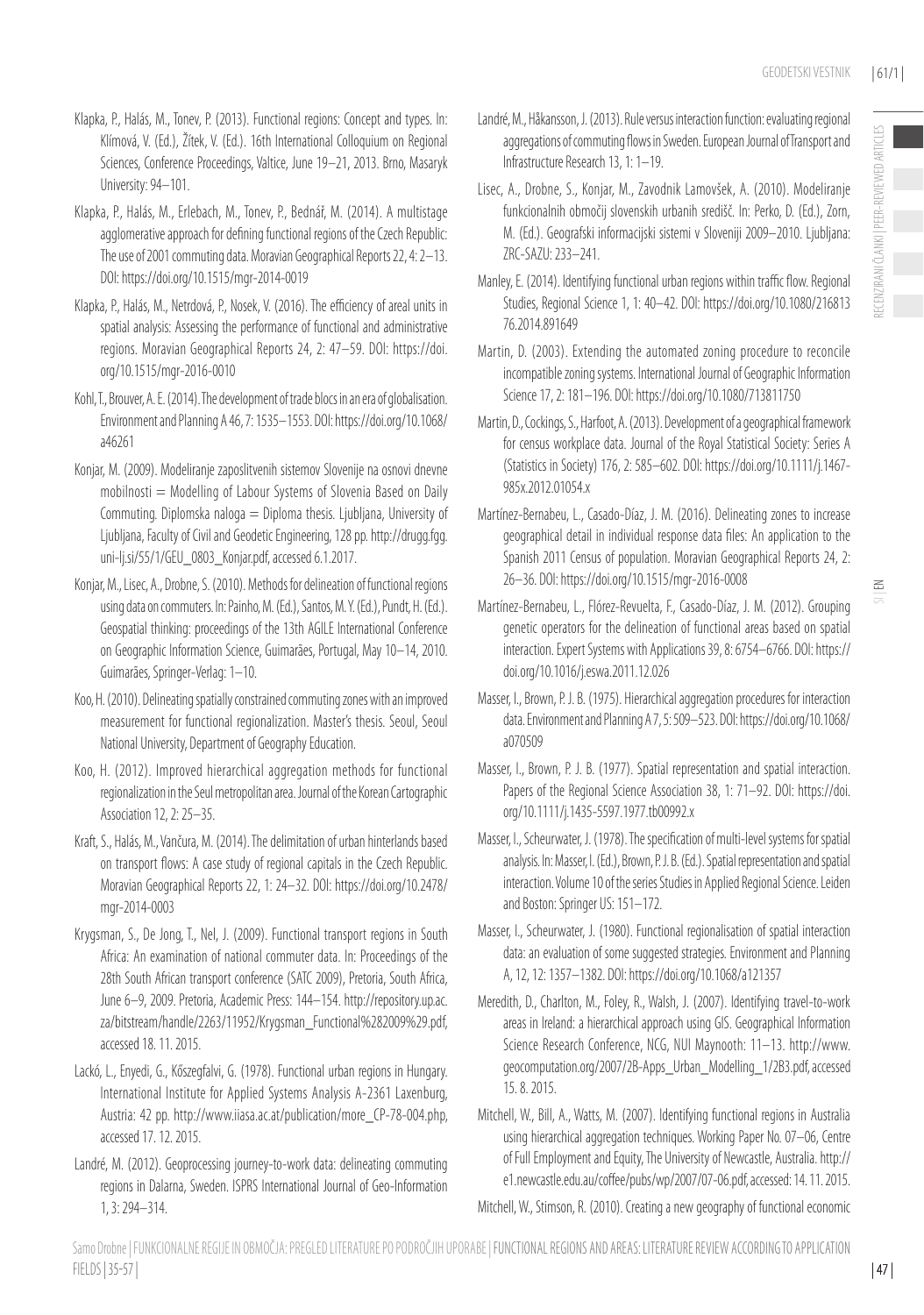Klapka, P., Halás, M., Tonev, P. (2013). Functional regions: Concept and types. In: Klímová, V. (Ed.), Žítek, V. (Ed.). 16th International Colloquium on Regional Sciences, Conference Proceedings, Valtice, June 19–21, 2013. Brno, Masaryk University: 94–101.

Klapka, P., Halás, M., Erlebach, M., Tonev, P., Bednář, M. (2014). A multistage agglomerative approach for defining functional regions of the Czech Republic: The use of 2001 commuting data. Moravian Geographical Reports 22, 4: 2–13. DOI: https://doi.org/10.1515/mgr-2014-0019

Klapka, P., Halás, M., Netrdová, P., Nosek, V. (2016). The efficiency of areal units in spatial analysis: Assessing the performance of functional and administrative regions. Moravian Geographical Reports 24, 2: 47–59. DOI: https://doi.org/10.1515/mgr-2016-0010

Kohl, T., Brouver, A. E. (2014). The development of trade blocs in an era of globalisation. Environment and Planning A 46, 7: 1535–1553. DOI: https://doi.org/10.1068/a46261

Konjar, M. (2009). Modeliranje zaposlitvenih sistemov Slovenije na osnovi dnevne mobilnosti = Modelling of Labour Systems of Slovenia Based on Daily Commuting. Diplomska naloga = Diploma thesis. Ljubljana, University of Ljubljana, Faculty of Civil and Geodetic Engineering, 128 pp. http://drugg.fgg.uni-lj.si/55/1/GEU_0803_Konjar.pdf, accessed 6.1.2017.

Konjar, M., Lisec, A., Drobne, S. (2010). Methods for delineation of functional regions using data on commuters. In: Painho, M. (Ed.), Santos, M. Y. (Ed.), Pundt, H. (Ed.). Geospatial thinking: proceedings of the 13th AGILE International Conference on Geographic Information Science, Guimarães, Portugal, May 10–14, 2010. Guimarães, Springer-Verlag: 1–10.

Koo, H. (2010). Delineating spatially constrained commuting zones with an improved measurement for functional regionalization. Master's thesis. Seoul, Seoul National University, Department of Geography Education.

Koo, H. (2012). Improved hierarchical aggregation methods for functional regionalization in the Seul metropolitan area. Journal of the Korean Cartographic Association 12, 2: 25–35.

Kraft, S., Halás, M., Vančura, M. (2014). The delimitation of urban hinterlands based on transport flows: A case study of regional capitals in the Czech Republic. Moravian Geographical Reports 22, 1: 24–32. DOI: https://doi.org/10.2478/mgr-2014-0003

Krygsman, S., De Jong, T., Nel, J. (2009). Functional transport regions in South Africa: An examination of national commuter data. In: Proceedings of the 28th South African transport conference (SATC 2009), Pretoria, South Africa, June 6–9, 2009. Pretoria, Academic Press: 144–154. http://repository.up.ac.za/bitstream/handle/2263/11952/Krygsman_Functional%282009%29.pdf, accessed 18. 11. 2015.

Lackó, L., Enyedi, G., Kőszegfalvi, G. (1978). Functional urban regions in Hungary. International Institute for Applied Systems Analysis A-2361 Laxenburg, Austria: 42 pp. http://www.iiasa.ac.at/publication/more_CP-78-004.php, accessed 17. 12. 2015.

Landré, M. (2012). Geoprocessing journey-to-work data: delineating commuting regions in Dalarna, Sweden. ISPRS International Journal of Geo-Information 1, 3: 294–314.

Landré, M., Håkansson, J. (2013). Rule versus interaction function: evaluating regional aggregations of commuting flows in Sweden. European Journal of Transport and Infrastructure Research 13, 1: 1–19.

Lisec, A., Drobne, S., Konjar, M., Zavodnik Lamovšek, A. (2010). Modeliranje funkcionalnih območij slovenskih urbanih središč. In: Perko, D. (Ed.), Zorn, M. (Ed.). Geografski informacijski sistemi v Sloveniji 2009–2010. Ljubljana: ZRC-SAZU: 233–241.

Manley, E. (2014). Identifying functional urban regions within traffic flow. Regional Studies, Regional Science 1, 1: 40–42. DOI: https://doi.org/10.1080/21681376.2014.891649

Martin, D. (2003). Extending the automated zoning procedure to reconcile incompatible zoning systems. International Journal of Geographic Information Science 17, 2: 181–196. DOI: https://doi.org/10.1080/713811750

Martin, D., Cockings, S., Harfoot, A. (2013). Development of a geographical framework for census workplace data. Journal of the Royal Statistical Society: Series A (Statistics in Society) 176, 2: 585–602. DOI: https://doi.org/10.1111/j.1467-985x.2012.01054.x

Martínez-Bernabeu, L., Casado-Díaz, J. M. (2016). Delineating zones to increase geographical detail in individual response data files: An application to the Spanish 2011 Census of population. Moravian Geographical Reports 24, 2: 26–36. DOI: https://doi.org/10.1515/mgr-2016-0008

Martínez-Bernabeu, L., Flórez-Revuelta, F., Casado-Díaz, J. M. (2012). Grouping genetic operators for the delineation of functional areas based on spatial interaction. Expert Systems with Applications 39, 8: 6754–6766. DOI: https://doi.org/10.1016/j.eswa.2011.12.026

Masser, I., Brown, P. J. B. (1975). Hierarchical aggregation procedures for interaction data. Environment and Planning A 7, 5: 509–523. DOI: https://doi.org/10.1068/a070509

Masser, I., Brown, P. J. B. (1977). Spatial representation and spatial interaction. Papers of the Regional Science Association 38, 1: 71–92. DOI: https://doi.org/10.1111/j.1435-5597.1977.tb00992.x

Masser, I., Scheurwater, J. (1978). The specification of multi-level systems for spatial analysis. In: Masser, I. (Ed.), Brown, P. J. B. (Ed.). Spatial representation and spatial interaction. Volume 10 of the series Studies in Applied Regional Science. Leiden and Boston: Springer US: 151–172.

Masser, I., Scheurwater, J. (1980). Functional regionalisation of spatial interaction data: an evaluation of some suggested strategies. Environment and Planning A, 12, 12: 1357–1382. DOI: https://doi.org/10.1068/a121357

Meredith, D., Charlton, M., Foley, R., Walsh, J. (2007). Identifying travel-to-work areas in Ireland: a hierarchical approach using GIS. Geographical Information Science Research Conference, NCG, NUI Maynooth: 11–13. http://www.geocomputation.org/2007/2B-Apps_Urban_Modelling_1/2B3.pdf, accessed 15. 8. 2015.

Mitchell, W., Bill, A., Watts, M. (2007). Identifying functional regions in Australia using hierarchical aggregation techniques. Working Paper No. 07–06, Centre of Full Employment and Equity, The University of Newcastle, Australia. http://e1.newcastle.edu.au/coffee/pubs/wp/2007/07-06.pdf, accessed: 14. 11. 2015.

Mitchell, W., Stimson, R. (2010). Creating a new geography of functional economic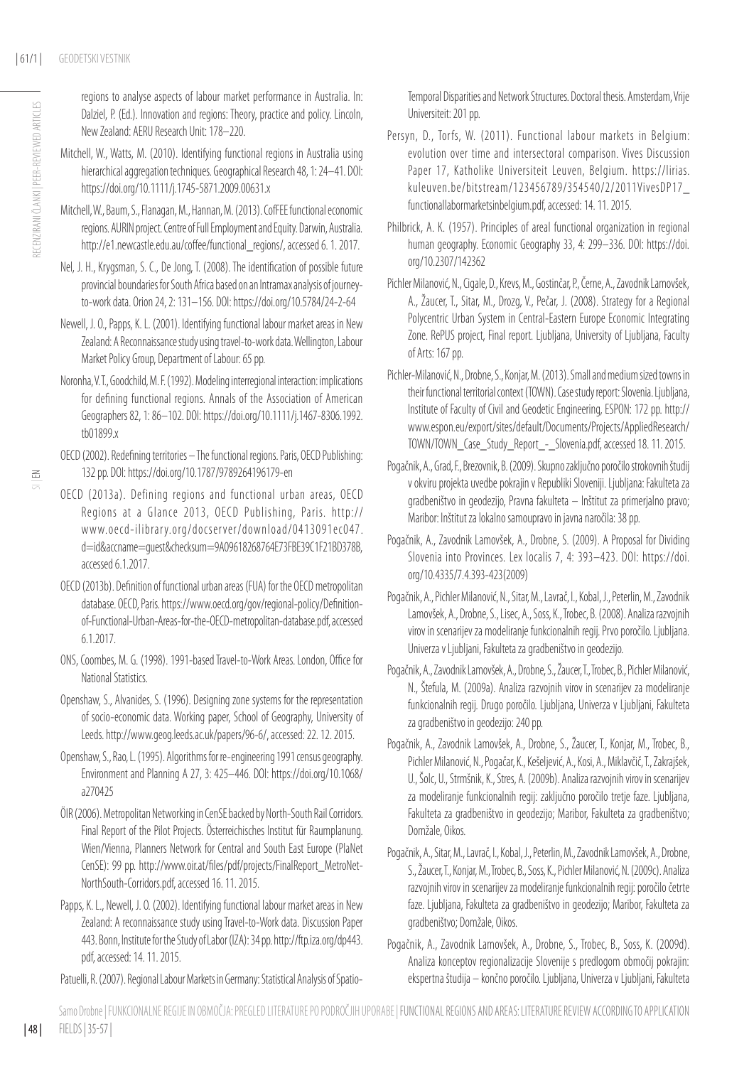regions to analyse aspects of labour market performance in Australia. In: Dalziel, P. (Ed.). Innovation and regions: Theory, practice and policy. Lincoln, New Zealand: AERU Research Unit: 178–220.

Mitchell, W., Watts, M. (2010). Identifying functional regions in Australia using hierarchical aggregation techniques. Geographical Research 48, 1: 24–41. DOI: https://doi.org/10.1111/j.1745-5871.2009.00631.x

Mitchell, W., Baum, S., Flanagan, M., Hannan, M. (2013). CofFEE functional economic regions. AURIN project. Centre of Full Employment and Equity. Darwin, Australia. http://e1.newcastle.edu.au/coffee/functional_regions/, accessed 6. 1. 2017.

Nel, J. H., Krygsman, S. C., De Jong, T. (2008). The identification of possible future provincial boundaries for South Africa based on an Intramax analysis of journey-to-work data. Orion 24, 2: 131–156. DOI: https://doi.org/10.5784/24-2-64

Newell, J. O., Papps, K. L. (2001). Identifying functional labour market areas in New Zealand: A Reconnaissance study using travel-to-work data. Wellington, Labour Market Policy Group, Department of Labour: 65 pp.

Noronha, V. T., Goodchild, M. F. (1992). Modeling interregional interaction: implications for defining functional regions. Annals of the Association of American Geographers 82, 1: 86–102. DOI: https://doi.org/10.1111/j.1467-8306.1992.tb01899.x

OECD (2002). Redefining territories – The functional regions. Paris, OECD Publishing: 132 pp. DOI: https://doi.org/10.1787/9789264196179-en

OECD (2013a). Defining regions and functional urban areas, OECD Regions at a Glance 2013, OECD Publishing, Paris. http://www.oecd-ilibrary.org/docserver/download/0413091ec047.d=id&accname=guest&checksum=9A09618268764E73FBE39C1F21BD378B, accessed 6.1.2017.

OECD (2013b). Definition of functional urban areas (FUA) for the OECD metropolitan database. OECD, Paris. https://www.oecd.org/gov/regional-policy/Definition-of-Functional-Urban-Areas-for-the-OECD-metropolitan-database.pdf, accessed 6.1.2017.

ONS, Coombes, M. G. (1998). 1991-based Travel-to-Work Areas. London, Office for National Statistics.

Openshaw, S., Alvanides, S. (1996). Designing zone systems for the representation of socio-economic data. Working paper, School of Geography, University of Leeds. http://www.geog.leeds.ac.uk/papers/96-6/, accessed: 22. 12. 2015.

Openshaw, S., Rao, L. (1995). Algorithms for re-engineering 1991 census geography. Environment and Planning A 27, 3: 425–446. DOI: https://doi.org/10.1068/a270425

ÖIR (2006). Metropolitan Networking in CenSE backed by North-South Rail Corridors. Final Report of the Pilot Projects. Österreichisches Institut für Raumplanung. Wien/Vienna, Planners Network for Central and South East Europe (PlaNet CenSE): 99 pp. http://www.oir.at/files/pdf/projects/FinalReport_MetroNet-NorthSouth-Corridors.pdf, accessed 16. 11. 2015.

Papps, K. L., Newell, J. O. (2002). Identifying functional labour market areas in New Zealand: A reconnaissance study using Travel-to-Work data. Discussion Paper 443. Bonn, Institute for the Study of Labor (IZA): 34 pp. http://ftp.iza.org/dp443.pdf, accessed: 14. 11. 2015.

Patuelli, R. (2007). Regional Labour Markets in Germany: Statistical Analysis of Spatio-Temporal Disparities and Network Structures. Doctoral thesis. Amsterdam, Vrije Universiteit: 201 pp.

Persyn, D., Torfs, W. (2011). Functional labour markets in Belgium: evolution over time and intersectoral comparison. Vives Discussion Paper 17, Katholike Universiteit Leuven, Belgium. https://lirias.kuleuven.be/bitstream/123456789/354540/2/2011VivesDP17_functionallabormarketsinbelgium.pdf, accessed: 14. 11. 2015.

Philbrick, A. K. (1957). Principles of areal functional organization in regional human geography. Economic Geography 33, 4: 299–336. DOI: https://doi.org/10.2307/142362

Pichler Milanović, N., Cigale, D., Krevs, M., Gostinčar, P., Černe, A., Zavodnik Lamovšek, A., Žaucer, T., Sitar, M., Drozg, V., Pečar, J. (2008). Strategy for a Regional Polycentric Urban System in Central-Eastern Europe Economic Integrating Zone. RePUS project, Final report. Ljubljana, University of Ljubljana, Faculty of Arts: 167 pp.

Pichler-Milanović, N., Drobne, S., Konjar, M. (2013). Small and medium sized towns in their functional territorial context (TOWN). Case study report: Slovenia. Ljubljana, Institute of Faculty of Civil and Geodetic Engineering, ESPON: 172 pp. http://www.espon.eu/export/sites/default/Documents/Projects/AppliedResearch/TOWN/TOWN_Case_Study_Report_-_Slovenia.pdf, accessed 18. 11. 2015.

Pogačnik, A., Grad, F., Brezovnik, B. (2009). Skupno zaključno poročilo strokovnih študij v okviru projekta uvedbe pokrajin v Republiki Sloveniji. Ljubljana: Fakulteta za gradbeništvo in geodezijo, Pravna fakulteta – Inštitut za primerjalno pravo; Maribor: Inštitut za lokalno samoupravo in javna naročila: 38 pp.

Pogačnik, A., Zavodnik Lamovšek, A., Drobne, S. (2009). A Proposal for Dividing Slovenia into Provinces. Lex localis 7, 4: 393–423. DOI: https://doi.org/10.4335/7.4.393-423(2009)

Pogačnik, A., Pichler Milanović, N., Sitar, M., Lavrač, I., Kobal, J., Peterlin, M., Zavodnik Lamovšek, A., Drobne, S., Lisec, A., Soss, K., Trobec, B. (2008). Analiza razvojnih virov in scenarijev za modeliranje funkcionalnih regij. Prvo poročilo. Ljubljana. Univerza v Ljubljani, Fakulteta za gradbeništvo in geodezijo.

Pogačnik, A., Zavodnik Lamovšek, A., Drobne, S., Žaucer, T., Trobec, B., Pichler Milanović, N., Štefula, M. (2009a). Analiza razvojnih virov in scenarijev za modeliranje funkcionalnih regij. Drugo poročilo. Ljubljana, Univerza v Ljubljani, Fakulteta za gradbeništvo in geodezijo: 240 pp.

Pogačnik, A., Zavodnik Lamovšek, A., Drobne, S., Žaucer, T., Konjar, M., Trobec, B., Pichler Milanović, N., Pogačar, K., Kešeljević, A., Kosi, A., Miklavčič, T., Zakrajšek, U., Šolc, U., Strmšnik, K., Stres, A. (2009b). Analiza razvojnih virov in scenarijev za modeliranje funkcionalnih regij: zaključno poročilo tretje faze. Ljubljana, Fakulteta za gradbeništvo in geodezijo; Maribor, Fakulteta za gradbeništvo; Domžale, Oikos.

Pogačnik, A., Sitar, M., Lavrač, I., Kobal, J., Peterlin, M., Zavodnik Lamovšek, A., Drobne, S., Žaucer, T., Konjar, M., Trobec, B., Soss, K., Pichler Milanović, N. (2009c). Analiza razvojnih virov in scenarijev za modeliranje funkcionalnih regij: poročilo četrte faze. Ljubljana, Fakulteta za gradbeništvo in geodezijo; Maribor, Fakulteta za gradbeništvo; Domžale, Oikos.

Pogačnik, A., Zavodnik Lamovšek, A., Drobne, S., Trobec, B., Soss, K. (2009d). Analiza konceptov regionalizacije Slovenije s predlogom območij pokrajin: ekspertna študija – končno poročilo. Ljubljana, Univerza v Ljubljani, Fakulteta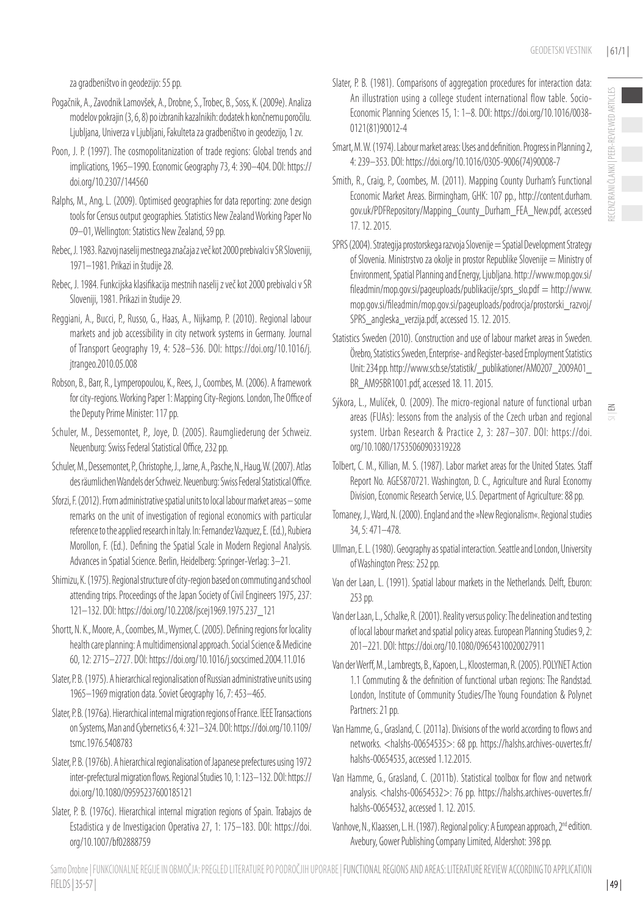za gradbeništvo in geodezijo: 55 pp.

Pogačnik, A., Zavodnik Lamovšek, A., Drobne, S., Trobec, B., Soss, K. (2009e). Analiza modelov pokrajin (3, 6, 8) po izbranih kazalnikih: dodatek h končnemu poročilu. Ljubljana, Univerza v Ljubljani, Fakulteta za gradbeništvo in geodezijo, 1 zv.

Poon, J. P. (1997). The cosmopolitanization of trade regions: Global trends and implications, 1965–1990. Economic Geography 73, 4: 390–404. DOI: https://doi.org/10.2307/144560

Ralphs, M., Ang, L. (2009). Optimised geographies for data reporting: zone design tools for Census output geographies. Statistics New Zealand Working Paper No 09–01, Wellington: Statistics New Zealand, 59 pp.

Rebec, J. 1983. Razvoj naselij mestnega značaja z več kot 2000 prebivalci v SR Sloveniji, 1971–1981. Prikazi in študije 28.

Rebec, J. 1984. Funkcijska klasifikacija mestnih naselij z več kot 2000 prebivalci v SR Sloveniji, 1981. Prikazi in študije 29.

Reggiani, A., Bucci, P., Russo, G., Haas, A., Nijkamp, P. (2010). Regional labour markets and job accessibility in city network systems in Germany. Journal of Transport Geography 19, 4: 528–536. DOI: https://doi.org/10.1016/j.jtrangeo.2010.05.008

Robson, B., Barr, R., Lymperopoulou, K., Rees, J., Coombes, M. (2006). A framework for city-regions. Working Paper 1: Mapping City-Regions. London, The Office of the Deputy Prime Minister: 117 pp.

Schuler, M., Dessemontet, P., Joye, D. (2005). Raumgliederung der Schweiz. Neuenburg: Swiss Federal Statistical Office, 232 pp.

Schuler, M., Dessemontet, P., Christophe, J., Jarne, A., Pasche, N., Haug, W. (2007). Atlas des räumlichen Wandels der Schweiz. Neuenburg: Swiss Federal Statistical Office.

Sforzi, F. (2012). From administrative spatial units to local labour market areas – some remarks on the unit of investigation of regional economics with particular reference to the applied research in Italy. In: Fernandez Vazquez, E. (Ed.), Rubiera Morollon, F. (Ed.). Defining the Spatial Scale in Modern Regional Analysis. Advances in Spatial Science. Berlin, Heidelberg: Springer-Verlag: 3–21.

Shimizu, K. (1975). Regional structure of city-region based on commuting and school attending trips. Proceedings of the Japan Society of Civil Engineers 1975, 237: 121–132. DOI: https://doi.org/10.2208/jscej1969.1975.237_121

Shortt, N. K., Moore, A., Coombes, M., Wymer, C. (2005). Defining regions for locality health care planning: A multidimensional approach. Social Science & Medicine 60, 12: 2715–2727. DOI: https://doi.org/10.1016/j.socscimed.2004.11.016

Slater, P. B. (1975). A hierarchical regionalisation of Russian administrative units using 1965–1969 migration data. Soviet Geography 16, 7: 453–465.

Slater, P. B. (1976a). Hierarchical internal migration regions of France. IEEE Transactions on Systems, Man and Cybernetics 6, 4: 321–324. DOI: https://doi.org/10.1109/tsmc.1976.5408783

Slater, P. B. (1976b). A hierarchical regionalisation of Japanese prefectures using 1972 inter-prefectural migration flows. Regional Studies 10, 1: 123–132. DOI: https://doi.org/10.1080/09595237600185121

Slater, P. B. (1976c). Hierarchical internal migration regions of Spain. Trabajos de Estadistica y de Investigacion Operativa 27, 1: 175–183. DOI: https://doi.org/10.1007/bf02888759

Slater, P. B. (1981). Comparisons of aggregation procedures for interaction data: An illustration using a college student international flow table. Socio-Economic Planning Sciences 15, 1: 1–8. DOI: https://doi.org/10.1016/0038-0121(81)90012-4

Smart, M. W. (1974). Labour market areas: Uses and definition. Progress in Planning 2, 4: 239–353. DOI: https://doi.org/10.1016/0305-9006(74)90008-7

Smith, R., Craig, P., Coombes, M. (2011). Mapping County Durham's Functional Economic Market Areas. Birmingham, GHK: 107 pp., http://content.durham.gov.uk/PDFRepository/Mapping_County_Durham_FEA_New.pdf, accessed 17. 12. 2015.

SPRS (2004). Strategija prostorskega razvoja Slovenije = Spatial Development Strategy of Slovenia. Ministrstvo za okolje in prostor Republike Slovenije = Ministry of Environment, Spatial Planning and Energy, Ljubljana. http://www.mop.gov.si/fileadmin/mop.gov.si/pageuploads/publikacije/sprs_slo.pdf = http://www.mop.gov.si/fileadmin/mop.gov.si/pageuploads/podrocja/prostorski_razvoj/SPRS_angleska_verzija.pdf, accessed 15. 12. 2015.

Statistics Sweden (2010). Construction and use of labour market areas in Sweden. Örebro, Statistics Sweden, Enterprise- and Register-based Employment Statistics Unit: 234 pp. http://www.scb.se/statistik/_publikationer/AM0207_2009A01_BR_AM95BR1001.pdf, accessed 18. 11. 2015.

Sýkora, L., Mulíček, O. (2009). The micro-regional nature of functional urban areas (FUAs): lessons from the analysis of the Czech urban and regional system. Urban Research & Practice 2, 3: 287–307. DOI: https://doi.org/10.1080/17535060903319228

Tolbert, C. M., Killian, M. S. (1987). Labor market areas for the United States. Staff Report No. AGES870721. Washington, D. C., Agriculture and Rural Economy Division, Economic Research Service, U.S. Department of Agriculture: 88 pp.

Tomaney, J., Ward, N. (2000). England and the »New Regionalism«. Regional studies 34, 5: 471–478.

Ullman, E. L. (1980). Geography as spatial interaction. Seattle and London, University of Washington Press: 252 pp.

Van der Laan, L. (1991). Spatial labour markets in the Netherlands. Delft, Eburon: 253 pp.

Van der Laan, L., Schalke, R. (2001). Reality versus policy: The delineation and testing of local labour market and spatial policy areas. European Planning Studies 9, 2: 201–221. DOI: https://doi.org/10.1080/09654310020027911

Van der Werff, M., Lambregts, B., Kapoen, L., Kloosterman, R. (2005). POLYNET Action 1.1 Commuting & the definition of functional urban regions: The Randstad. London, Institute of Community Studies/The Young Foundation & Polynet Partners: 21 pp.

Van Hamme, G., Grasland, C. (2011a). Divisions of the world according to flows and networks. <halshs-00654535>: 68 pp. https://halshs.archives-ouvertes.fr/halshs-00654535, accessed 1.12.2015.

Van Hamme, G., Grasland, C. (2011b). Statistical toolbox for flow and network analysis. <halshs-00654532>: 76 pp. https://halshs.archives-ouvertes.fr/halshs-00654532, accessed 1. 12. 2015.

Vanhove, N., Klaassen, L. H. (1987). Regional policy: A European approach, 2nd edition. Avebury, Gower Publishing Company Limited, Aldershot: 398 pp.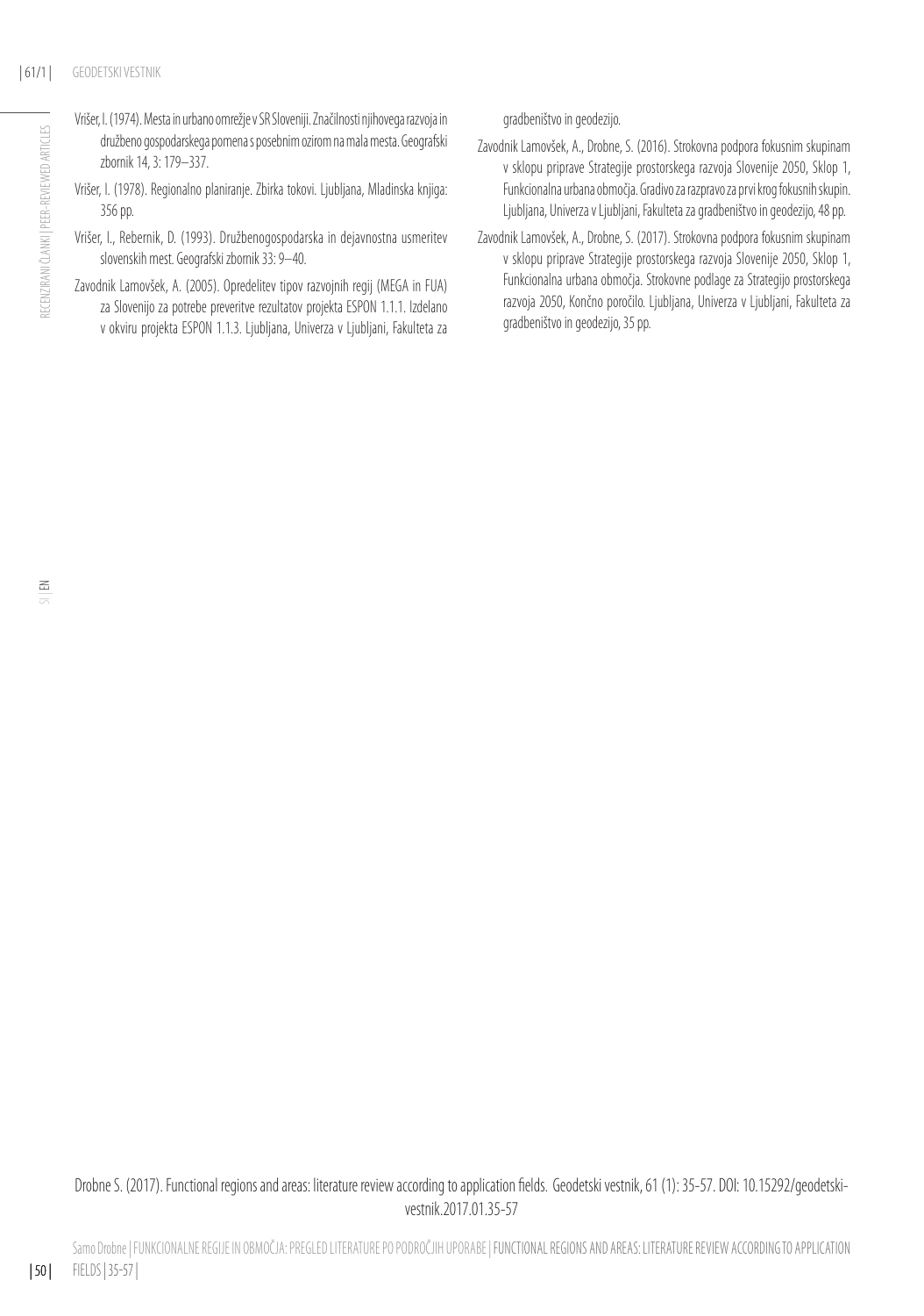Vrišer, I. (1974). Mesta in urbano omrežje v SR Sloveniji. Značilnosti njihovega razvoja in družbeno gospodarskega pomena s posebnim ozirom na mala mesta. Geografski zbornik 14, 3: 179–337.

Vrišer, I. (1978). Regionalno planiranje. Zbirka tokovi. Ljubljana, Mladinska knjiga: 356 pp.

Vrišer, I., Rebernik, D. (1993). Družbenogospodarska in dejavnostna usmeritev slovenskih mest. Geografski zbornik 33: 9–40.

Zavodnik Lamovšek, A. (2005). Opredelitev tipov razvojnih regij (MEGA in FUA) za Slovenijo za potrebe preveritve rezultatov projekta ESPON 1.1.1. Izdelano v okviru projekta ESPON 1.1.3. Ljubljana, Univerza v Ljubljani, Fakulteta za gradbeništvo in geodezijo.

Zavodnik Lamovšek, A., Drobne, S. (2016). Strokovna podpora fokusnim skupinam v sklopu priprave Strategije prostorskega razvoja Slovenije 2050, Sklop 1, Funkcionalna urbana območja. Gradivo za razpravo za prvi krog fokusnih skupin. Ljubljana, Univerza v Ljubljani, Fakulteta za gradbeništvo in geodezijo, 48 pp.

Zavodnik Lamovšek, A., Drobne, S. (2017). Strokovna podpora fokusnim skupinam v sklopu priprave Strategije prostorskega razvoja Slovenije 2050, Sklop 1, Funkcionalna urbana območja. Strokovne podlage za Strategijo prostorskega razvoja 2050, Končno poročilo. Ljubljana, Univerza v Ljubljani, Fakulteta za gradbeništvo in geodezijo, 35 pp.

Drobne S. (2017). Functional regions and areas: literature review according to application fields. Geodetski vestnik, 61 (1): 35-57. DOI: 10.15292/geodetski-vestnik.2017.01.35-57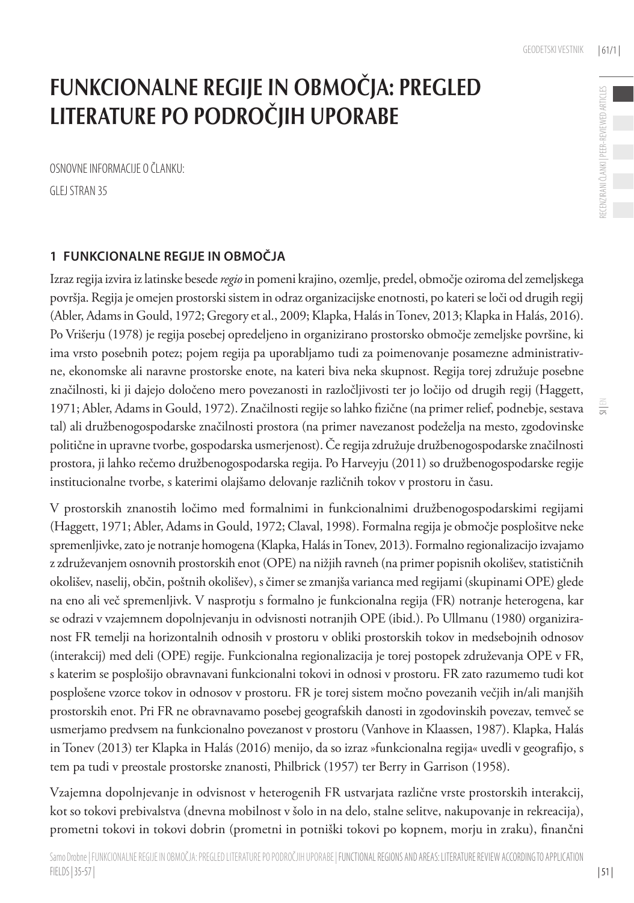# FUNKCIONALNE REGIJE IN OBMOČJA: PREGLED LITERATURE PO PODROČJIH UPORABE

OSNOVNE INFORMACIJE O ČLANKU:

GLEJ STRAN 35

## 1 FUNKCIONALNE REGIJE IN OBMOČJA

Izraz regija izvira iz latinske besede *regio* in pomeni krajino, ozemlje, predel, območje oziroma del zemeljskega površja. Regija je omejen prostorski sistem in odraz organizacijske enotnosti, po kateri se loči od drugih regij (Abler, Adams in Gould, 1972; Gregory et al., 2009; Klapka, Halás in Tonev, 2013; Klapka in Halás, 2016). Po Vrišerju (1978) je regija posebej opredeljeno in organizirano prostorsko območje zemeljske površine, ki ima vrsto posebnih potez; pojem regija pa uporabljamo tudi za poimenovanje posamezne administrativne, ekonomske ali naravne prostorske enote, na kateri biva neka skupnost. Regija torej združuje posebne značilnosti, ki ji dajejo določeno mero povezanosti in razločljivosti ter jo ločijo od drugih regij (Haggett, 1971; Abler, Adams in Gould, 1972). Značilnosti regije so lahko fizične (na primer relief, podnebje, sestava tal) ali družbenogospodarske značilnosti prostora (na primer navezanost podeželja na mesto, zgodovinske politične in upravne tvorbe, gospodarska usmerjenost). Če regija združuje družbenogospodarske značilnosti prostora, ji lahko rečemo družbenogospodarska regija. Po Harveyju (2011) so družbenogospodarske regije institucionalne tvorbe, s katerimi olajšamo delovanje različnih tokov v prostoru in času.

V prostorskih znanostih ločimo med formalnimi in funkcionalnimi družbenogospodarskimi regijami (Haggett, 1971; Abler, Adams in Gould, 1972; Claval, 1998). Formalna regija je območje posplošitve neke spremenljivke, zato je notranje homogena (Klapka, Halás in Tonev, 2013). Formalno regionalizacijo izvajamo z združevanjem osnovnih prostorskih enot (OPE) na nižjih ravneh (na primer popisnih okolišev, statističnih okolišev, naselij, občin, poštnih okolišev), s čimer se zmanjša varianca med regijami (skupinami OPE) glede na eno ali več spremenljivk. V nasprotju s formalno je funkcionalna regija (FR) notranje heterogena, kar se odrazi v vzajemnem dopolnjevanju in odvisnosti notranjih OPE (ibid.). Po Ullmanu (1980) organiziranost FR temelji na horizontalnih odnosih v prostoru v obliki prostorskih tokov in medsebojnih odnosov (interakcij) med deli (OPE) regije. Funkcionalna regionalizacija je torej postopek združevanja OPE v FR, s katerim se posplošijo obravnavani funkcionalni tokovi in odnosi v prostoru. FR zato razumemo tudi kot posplošene vzorce tokov in odnosov v prostoru. FR je torej sistem močno povezanih večjih in/ali manjših prostorskih enot. Pri FR ne obravnavamo posebej geografskih danosti in zgodovinskih povezav, temveč se usmerjamo predvsem na funkcionalno povezanost v prostoru (Vanhove in Klaassen, 1987). Klapka, Halás in Tonev (2013) ter Klapka in Halás (2016) menijo, da so izraz »funkcionalna regija« uvedli v geografijo, s tem pa tudi v preostale prostorske znanosti, Philbrick (1957) ter Berry in Garrison (1958).

Vzajemna dopolnjevanje in odvisnost v heterogenih FR ustvarjata različne vrste prostorskih interakcij, kot so tokovi prebivalstva (dnevna mobilnost v šolo in na delo, stalne selitve, nakupovanje in rekreacija), prometni tokovi in tokovi dobrin (prometni in potniški tokovi po kopnem, morju in zraku), finančni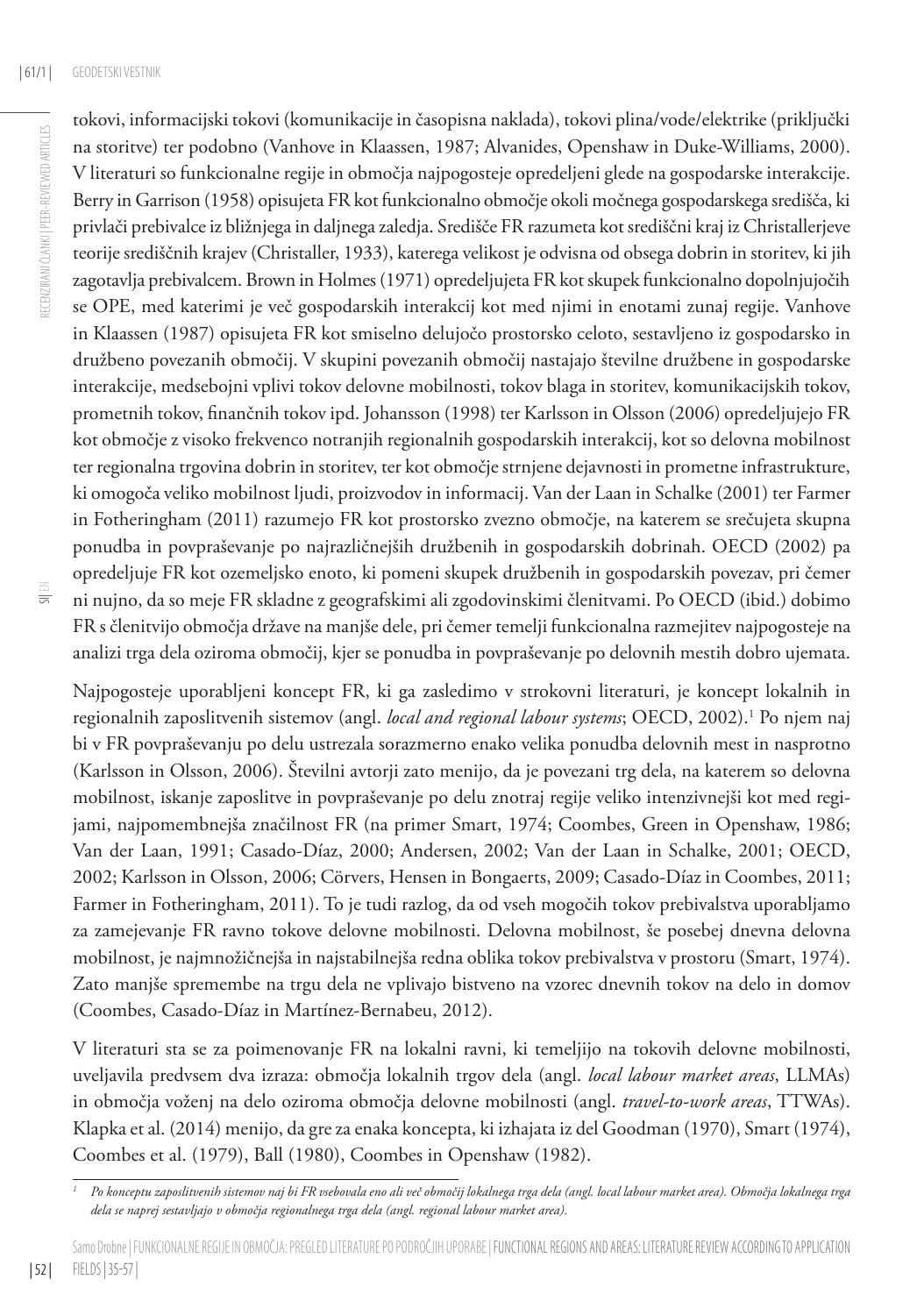tokovi, informacijski tokovi (komunikacije in časopisna naklada), tokovi plina/vode/elektrike (priključki na storitve) ter podobno (Vanhove in Klaassen, 1987; Alvanides, Openshaw in Duke-Williams, 2000). V literaturi so funkcionalne regije in območja najpogosteje opredeljeni glede na gospodarske interakcije. Berry in Garrison (1958) opisujeta FR kot funkcionalno območje okoli močnega gospodarskega središča, ki privlači prebivalce iz bližnjega in daljnega zaledja. Središče FR razumeta kot središčni kraj iz Christallerjeve teorije središčnih krajev (Christaller, 1933), katerega velikost je odvisna od obsega dobrin in storitev, ki jih zagotavlja prebivalcem. Brown in Holmes (1971) opredeljujeta FR kot skupek funkcionalno dopolnjujočih se OPE, med katerimi je več gospodarskih interakcij kot med njimi in enotami zunaj regije. Vanhove in Klaassen (1987) opisujeta FR kot smiselno delujočo prostorsko celoto, sestavljeno iz gospodarsko in družbeno povezanih območij. V skupini povezanih območij nastajajo številne družbene in gospodarske interakcije, medsebojni vplivi tokov delovne mobilnosti, tokov blaga in storitev, komunikacijskih tokov, prometnih tokov, finančnih tokov ipd. Johansson (1998) ter Karlsson in Olsson (2006) opredeljujejo FR kot območje z visoko frekvenco notranjih regionalnih gospodarskih interakcij, kot so delovna mobilnost ter regionalna trgovina dobrin in storitev, ter kot območje strnjene dejavnosti in prometne infrastrukture, ki omogoča veliko mobilnost ljudi, proizvodov in informacij. Van der Laan in Schalke (2001) ter Farmer in Fotheringham (2011) razumejo FR kot prostorsko zvezno območje, na katerem se srečujeta skupna ponudba in povpraševanje po najrazličnejših družbenih in gospodarskih dobrinah. OECD (2002) pa opredeljuje FR kot ozemeljsko enoto, ki pomeni skupek družbenih in gospodarskih povezav, pri čemer ni nujno, da so meje FR skladne z geografskimi ali zgodovinskimi členitvami. Po OECD (ibid.) dobimo FR s členitvijo območja države na manjše dele, pri čemer temelji funkcionalna razmejitev najpogosteje na analizi trga dela oziroma območij, kjer se ponudba in povpraševanje po delovnih mestih dobro ujemata.

Najpogosteje uporabljeni koncept FR, ki ga zasledimo v strokovni literaturi, je koncept lokalnih in regionalnih zaposlitvenih sistemov (angl. *local and regional labour systems*; OECD, 2002).[1] Po njem naj bi v FR povpraševanju po delu ustrezala sorazmerno enako velika ponudba delovnih mest in nasprotno (Karlsson in Olsson, 2006). Številni avtorji zato menijo, da je povezani trg dela, na katerem so delovna mobilnost, iskanje zaposlitve in povpraševanje po delu znotraj regije veliko intenzivnejši kot med regijami, najpomembnejša značilnost FR (na primer Smart, 1974; Coombes, Green in Openshaw, 1986; Van der Laan, 1991; Casado-Díaz, 2000; Andersen, 2002; Van der Laan in Schalke, 2001; OECD, 2002; Karlsson in Olsson, 2006; Cörvers, Hensen in Bongaerts, 2009; Casado-Díaz in Coombes, 2011; Farmer in Fotheringham, 2011). To je tudi razlog, da od vseh mogočih tokov prebivalstva uporabljamo za zamejevanje FR ravno tokove delovne mobilnosti. Delovna mobilnost, še posebej dnevna delovna mobilnost, je najmnožičnejša in najstabilnejša redna oblika tokov prebivalstva v prostoru (Smart, 1974). Zato manjše spremembe na trgu dela ne vplivajo bistveno na vzorec dnevnih tokov na delo in domov (Coombes, Casado-Díaz in Martínez-Bernabeu, 2012).

V literaturi sta se za poimenovanje FR na lokalni ravni, ki temeljijo na tokovih delovne mobilnosti, uveljavila predvsem dva izraza: območja lokalnih trgov dela (angl. *local labour market areas*, LLMAs) in območja voženj na delo oziroma območja delovne mobilnosti (angl. *travel-to-work areas*, TTWAs). Klapka et al. (2014) menijo, da gre za enaka koncepta, ki izhajata iz del Goodman (1970), Smart (1974), Coombes et al. (1979), Ball (1980), Coombes in Openshaw (1982).

---

[1] *Po konceptu zaposlitvenih sistemov naj bi FR vsebovala eno ali več območij lokalnega trga dela (angl. local labour market area). Območja lokalnega trga dela se naprej sestavljajo v območja regionalnega trga dela (angl. regional labour market area).*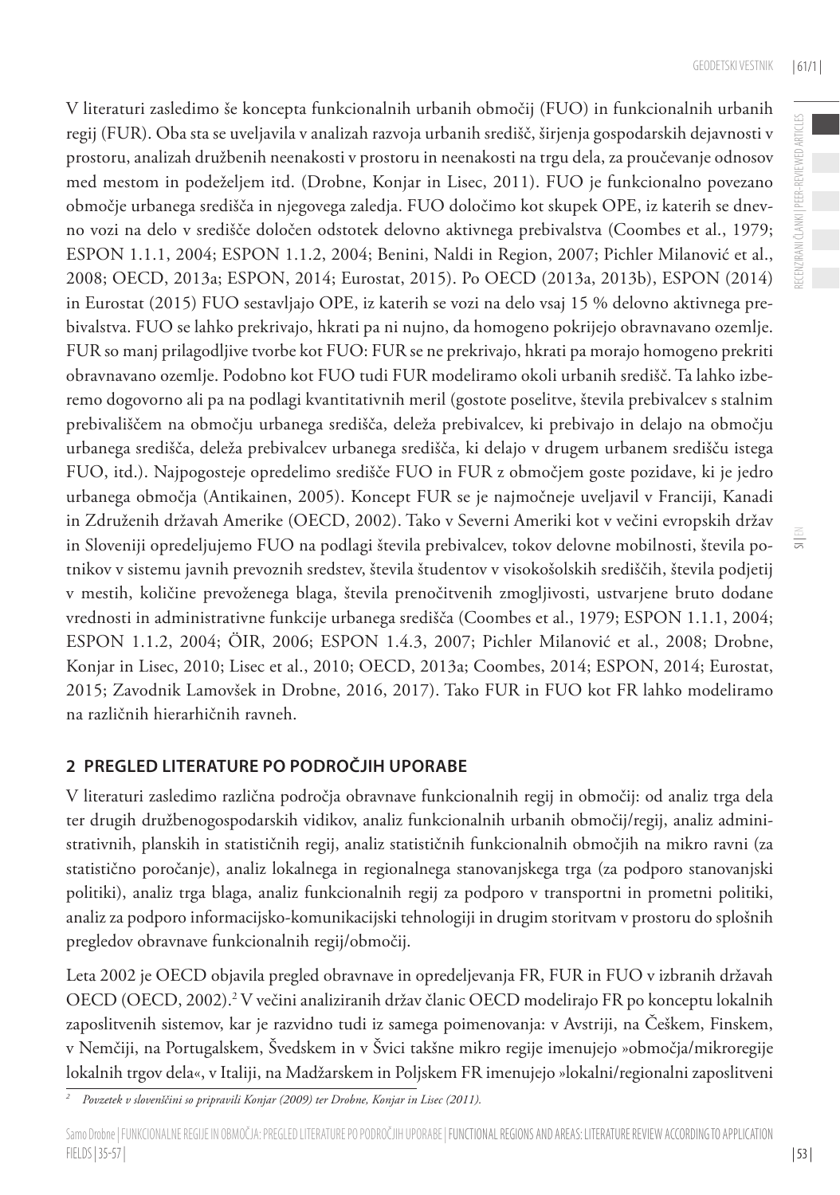V literaturi zasledimo še koncepta funkcionalnih urbanih območij (FUO) in funkcionalnih urbanih regij (FUR). Oba sta se uveljavila v analizah razvoja urbanih središč, širjenja gospodarskih dejavnosti v prostoru, analizah družbenih neenakosti v prostoru in neenakosti na trgu dela, za proučevanje odnosov med mestom in podeželjem itd. (Drobne, Konjar in Lisec, 2011). FUO je funkcionalno povezano območje urbanega središča in njegovega zaledja. FUO določimo kot skupek OPE, iz katerih se dnevno vozi na delo v središče določen odstotek delovno aktivnega prebivalstva (Coombes et al., 1979; ESPON 1.1.1, 2004; ESPON 1.1.2, 2004; Benini, Naldi in Region, 2007; Pichler Milanović et al., 2008; OECD, 2013a; ESPON, 2014; Eurostat, 2015). Po OECD (2013a, 2013b), ESPON (2014) in Eurostat (2015) FUO sestavljajo OPE, iz katerih se vozi na delo vsaj 15 % delovno aktivnega prebivalstva. FUO se lahko prekrivajo, hkrati pa ni nujno, da homogeno pokrijejo obravnavano ozemlje. FUR so manj prilagodljive tvorbe kot FUO: FUR se ne prekrivajo, hkrati pa morajo homogeno prekriti obravnavano ozemlje. Podobno kot FUO tudi FUR modeliramo okoli urbanih središč. Ta lahko izberemo dogovorno ali pa na podlagi kvantitativnih meril (gostote poselitve, števila prebivalcev s stalnim prebivališčem na območju urbanega središča, deleža prebivalcev, ki prebivajo in delajo na območju urbanega središča, deleža prebivalcev urbanega središča, ki delajo v drugem urbanem središču istega FUO, itd.). Najpogosteje opredelimo središče FUO in FUR z območjem goste pozidave, ki je jedro urbanega območja (Antikainen, 2005). Koncept FUR se je najmočneje uveljavil v Franciji, Kanadi in Združenih državah Amerike (OECD, 2002). Tako v Severni Ameriki kot v večini evropskih držav in Sloveniji opredeljujemo FUO na podlagi števila prebivalcev, tokov delovne mobilnosti, števila potnikov v sistemu javnih prevoznih sredstev, števila študentov v visokošolskih središčih, števila podjetij v mestih, količine prevoženega blaga, števila prenočitvenih zmogljivosti, ustvarjene bruto dodane vrednosti in administrativne funkcije urbanega središča (Coombes et al., 1979; ESPON 1.1.1, 2004; ESPON 1.1.2, 2004; ÖIR, 2006; ESPON 1.4.3, 2007; Pichler Milanović et al., 2008; Drobne, Konjar in Lisec, 2010; Lisec et al., 2010; OECD, 2013a; Coombes, 2014; ESPON, 2014; Eurostat, 2015; Zavodnik Lamovšek in Drobne, 2016, 2017). Tako FUR in FUO kot FR lahko modeliramo na različnih hierarhičnih ravneh.

## 2 PREGLED LITERATURE PO PODROČJIH UPORABE

V literaturi zasledimo različna področja obravnave funkcionalnih regij in območij: od analiz trga dela ter drugih družbenogospodarskih vidikov, analiz funkcionalnih urbanih območij/regij, analiz administrativnih, planskih in statističnih regij, analiz statističnih funkcionalnih območjih na mikro ravni (za statistično poročanje), analiz lokalnega in regionalnega stanovanjskega trga (za podporo stanovanjski politiki), analiz trga blaga, analiz funkcionalnih regij za podporo v transportni in prometni politiki, analiz za podporo informacijsko-komunikacijski tehnologiji in drugim storitvam v prostoru do splošnih pregledov obravnave funkcionalnih regij/območij.

Leta 2002 je OECD objavila pregled obravnave in opredeljevanja FR, FUR in FUO v izbranih državah OECD (OECD, 2002).[2] V večini analiziranih držav članic OECD modelirajo FR po konceptu lokalnih zaposlitvenih sistemov, kar je razvidno tudi iz samega poimenovanja: v Avstriji, na Češkem, Finskem, v Nemčiji, na Portugalskem, Švedskem in v Švici takšne mikro regije imenujejo »območja/mikroregije lokalnih trgov dela«, v Italiji, na Madžarskem in Poljskem FR imenujejo »lokalni/regionalni zaposlitveni

---

[2] *Povzetek v slovenščini so pripravili Konjar (2009) ter Drobne, Konjar in Lisec (2011).*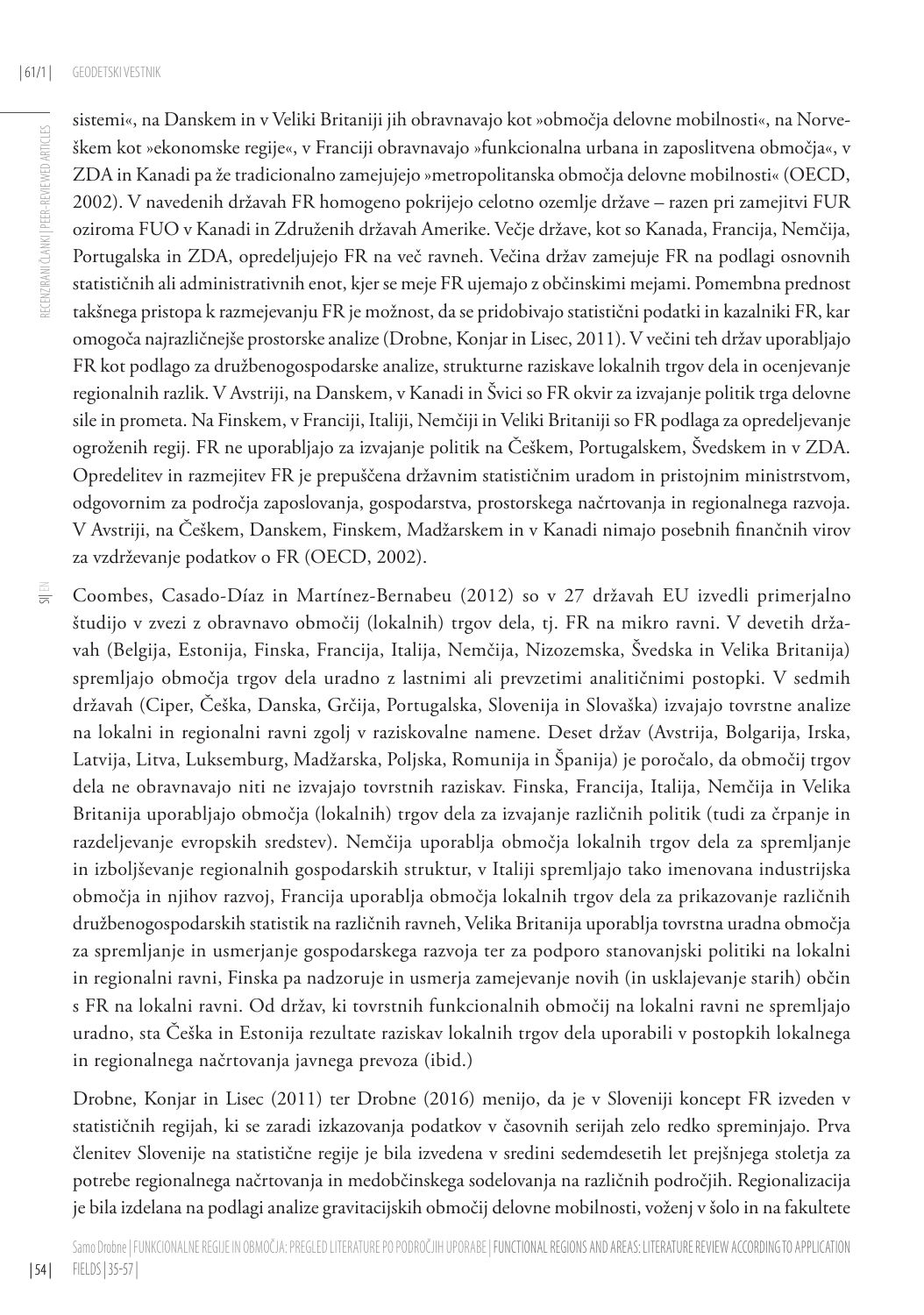sistemi«, na Danskem in v Veliki Britaniji jih obravnavajo kot »območja delovne mobilnosti«, na Norveškem kot »ekonomske regije«, v Franciji obravnavajo »funkcionalna urbana in zaposlitvena območja«, v ZDA in Kanadi pa že tradicionalno zamejujejo »metropolitanska območja delovne mobilnosti« (OECD, 2002). V navedenih državah FR homogeno pokrijejo celotno ozemlje države – razen pri zamejitvi FUR oziroma FUO v Kanadi in Združenih državah Amerike. Večje države, kot so Kanada, Francija, Nemčija, Portugalska in ZDA, opredeljujejo FR na več ravneh. Večina držav zamejuje FR na podlagi osnovnih statističnih ali administrativnih enot, kjer se meje FR ujemajo z občinskimi mejami. Pomembna prednost takšnega pristopa k razmejevanju FR je možnost, da se pridobivajo statistični podatki in kazalniki FR, kar omogoča najrazličnejše prostorske analize (Drobne, Konjar in Lisec, 2011). V večini teh držav uporabljajo FR kot podlago za družbenogospodarske analize, strukturne raziskave lokalnih trgov dela in ocenjevanje regionalnih razlik. V Avstriji, na Danskem, v Kanadi in Švici so FR okvir za izvajanje politik trga delovne sile in prometa. Na Finskem, v Franciji, Italiji, Nemčiji in Veliki Britaniji so FR podlaga za opredeljevanje ogroženih regij. FR ne uporabljajo za izvajanje politik na Češkem, Portugalskem, Švedskem in v ZDA. Opredelitev in razmejitev FR je prepuščena državnim statističnim uradom in pristojnim ministrstvom, odgovornim za področja zaposlovanja, gospodarstva, prostorskega načrtovanja in regionalnega razvoja. V Avstriji, na Češkem, Danskem, Finskem, Madžarskem in v Kanadi nimajo posebnih finančnih virov za vzdrževanje podatkov o FR (OECD, 2002).

Coombes, Casado-Díaz in Martínez-Bernabeu (2012) so v 27 državah EU izvedli primerjalno študijo v zvezi z obravnavo območij (lokalnih) trgov dela, tj. FR na mikro ravni. V devetih državah (Belgija, Estonija, Finska, Francija, Italija, Nemčija, Nizozemska, Švedska in Velika Britanija) spremljajo območja trgov dela uradno z lastnimi ali prevzetimi analitičnimi postopki. V sedmih državah (Ciper, Češka, Danska, Grčija, Portugalska, Slovenija in Slovaška) izvajajo tovrstne analize na lokalni in regionalni ravni zgolj v raziskovalne namene. Deset držav (Avstrija, Bolgarija, Irska, Latvija, Litva, Luksemburg, Madžarska, Poljska, Romunija in Španija) je poročalo, da območij trgov dela ne obravnavajo niti ne izvajajo tovrstnih raziskav. Finska, Francija, Italija, Nemčija in Velika Britanija uporabljajo območja (lokalnih) trgov dela za izvajanje različnih politik (tudi za črpanje in razdeljevanje evropskih sredstev). Nemčija uporablja območja lokalnih trgov dela za spremljanje in izboljševanje regionalnih gospodarskih struktur, v Italiji spremljajo tako imenovana industrijska območja in njihov razvoj, Francija uporablja območja lokalnih trgov dela za prikazovanje različnih družbenogospodarskih statistik na različnih ravneh, Velika Britanija uporablja tovrstna uradna območja za spremljanje in usmerjanje gospodarskega razvoja ter za podporo stanovanjski politiki na lokalni in regionalni ravni, Finska pa nadzoruje in usmerja zamejevanje novih (in usklajevanje starih) občin s FR na lokalni ravni. Od držav, ki tovrstnih funkcionalnih območij na lokalni ravni ne spremljajo uradno, sta Češka in Estonija rezultate raziskav lokalnih trgov dela uporabili v postopkih lokalnega in regionalnega načrtovanja javnega prevoza (ibid.)

Drobne, Konjar in Lisec (2011) ter Drobne (2016) menijo, da je v Sloveniji koncept FR izveden v statističnih regijah, ki se zaradi izkazovanja podatkov v časovnih serijah zelo redko spreminjajo. Prva členitev Slovenije na statistične regije je bila izvedena v sredini sedemdesetih let prejšnjega stoletja za potrebe regionalnega načrtovanja in medobčinskega sodelovanja na različnih področjih. Regionalizacija je bila izdelana na podlagi analize gravitacijskih območij delovne mobilnosti, voženj v šolo in na fakultete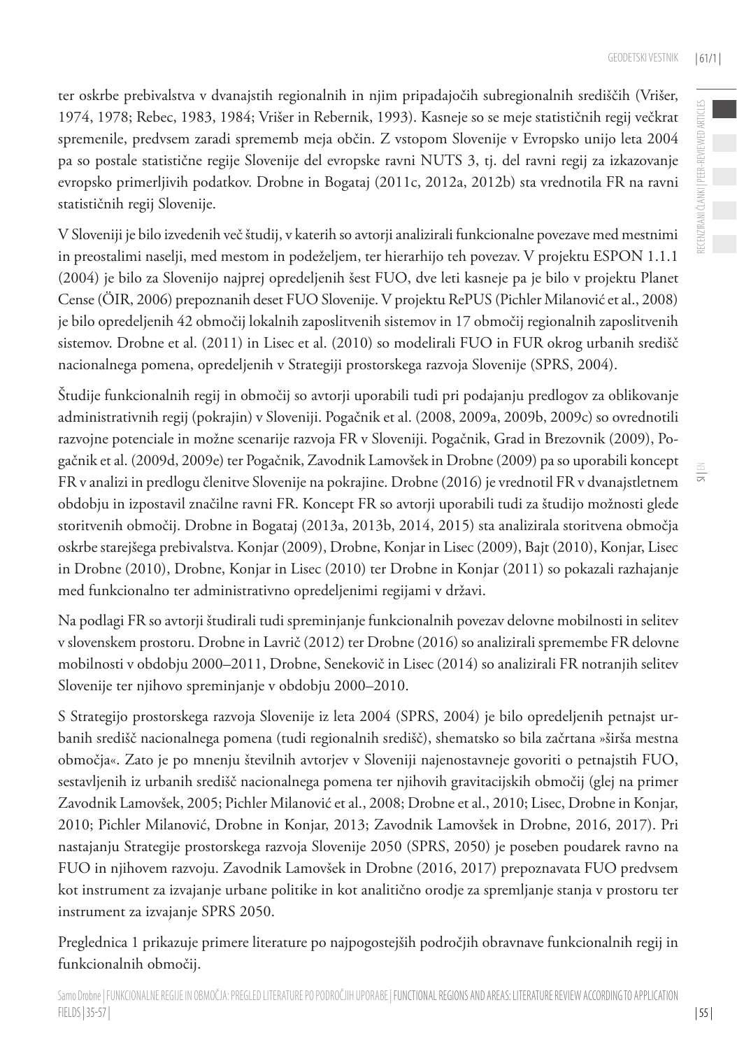ter oskrbe prebivalstva v dvanajstih regionalnih in njim pripadajočih subregionalnih središčih (Vrišer, 1974, 1978; Rebec, 1983, 1984; Vrišer in Rebernik, 1993). Kasneje so se meje statističnih regij večkrat spremenile, predvsem zaradi sprememb meja občin. Z vstopom Slovenije v Evropsko unijo leta 2004 pa so postale statistične regije Slovenije del evropske ravni NUTS 3, tj. del ravni regij za izkazovanje evropsko primerljivih podatkov. Drobne in Bogataj (2011c, 2012a, 2012b) sta vrednotila FR na ravni statističnih regij Slovenije.

V Sloveniji je bilo izvedenih več študij, v katerih so avtorji analizirali funkcionalne povezave med mestnimi in preostalimi naselji, med mestom in podeželjem, ter hierarhijo teh povezav. V projektu ESPON 1.1.1 (2004) je bilo za Slovenijo najprej opredeljenih šest FUO, dve leti kasneje pa je bilo v projektu Planet Cense (ÖIR, 2006) prepoznanih deset FUO Slovenije. V projektu RePUS (Pichler Milanović et al., 2008) je bilo opredeljenih 42 območij lokalnih zaposlitvenih sistemov in 17 območij regionalnih zaposlitvenih sistemov. Drobne et al. (2011) in Lisec et al. (2010) so modelirali FUO in FUR okrog urbanih središč nacionalnega pomena, opredeljenih v Strategiji prostorskega razvoja Slovenije (SPRS, 2004).

Študije funkcionalnih regij in območij so avtorji uporabili tudi pri podajanju predlogov za oblikovanje administrativnih regij (pokrajin) v Sloveniji. Pogačnik et al. (2008, 2009a, 2009b, 2009c) so ovrednotili razvojne potenciale in možne scenarije razvoja FR v Sloveniji. Pogačnik, Grad in Brezovnik (2009), Pogačnik et al. (2009d, 2009e) ter Pogačnik, Zavodnik Lamovšek in Drobne (2009) pa so uporabili koncept FR v analizi in predlogu členitve Slovenije na pokrajine. Drobne (2016) je vrednotil FR v dvanajstletnem obdobju in izpostavil značilne ravni FR. Koncept FR so avtorji uporabili tudi za študijo možnosti glede storitvenih območij. Drobne in Bogataj (2013a, 2013b, 2014, 2015) sta analizirala storitvena območja oskrbe starejšega prebivalstva. Konjar (2009), Drobne, Konjar in Lisec (2009), Bajt (2010), Konjar, Lisec in Drobne (2010), Drobne, Konjar in Lisec (2010) ter Drobne in Konjar (2011) so pokazali razhajanje med funkcionalno ter administrativno opredeljenimi regijami v državi.

Na podlagi FR so avtorji študirali tudi spreminjanje funkcionalnih povezav delovne mobilnosti in selitev v slovenskem prostoru. Drobne in Lavrič (2012) ter Drobne (2016) so analizirali spremembe FR delovne mobilnosti v obdobju 2000–2011, Drobne, Senekovič in Lisec (2014) so analizirali FR notranjih selitev Slovenije ter njihovo spreminjanje v obdobju 2000–2010.

S Strategijo prostorskega razvoja Slovenije iz leta 2004 (SPRS, 2004) je bilo opredeljenih petnajst urbanih središč nacionalnega pomena (tudi regionalnih središč), shematsko so bila začrtana »širša mestna območja«. Zato je po mnenju številnih avtorjev v Sloveniji najenostavneje govoriti o petnajstih FUO, sestavljenih iz urbanih središč nacionalnega pomena ter njihovih gravitacijskih območij (glej na primer Zavodnik Lamovšek, 2005; Pichler Milanović et al., 2008; Drobne et al., 2010; Lisec, Drobne in Konjar, 2010; Pichler Milanović, Drobne in Konjar, 2013; Zavodnik Lamovšek in Drobne, 2016, 2017). Pri nastajanju Strategije prostorskega razvoja Slovenije 2050 (SPRS, 2050) je poseben poudarek ravno na FUO in njihovem razvoju. Zavodnik Lamovšek in Drobne (2016, 2017) prepoznavata FUO predvsem kot instrument za izvajanje urbane politike in kot analitično orodje za spremljanje stanja v prostoru ter instrument za izvajanje SPRS 2050.

Preglednica 1 prikazuje primere literature po najpogostejših področjih obravnave funkcionalnih regij in funkcionalnih območij.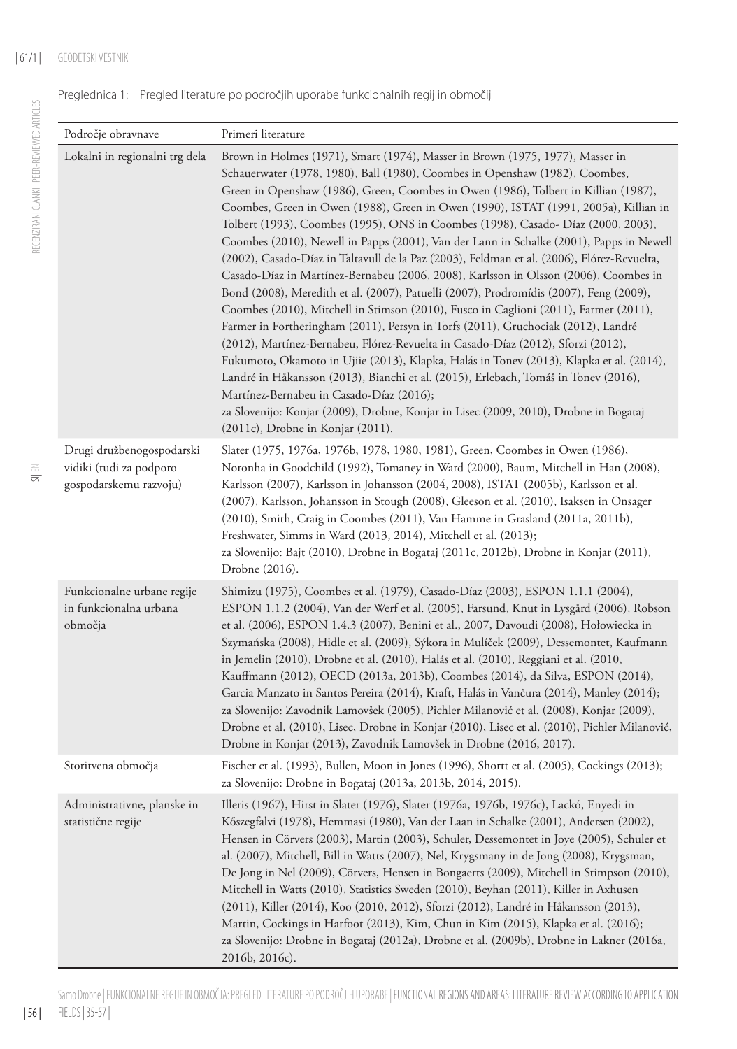Preglednica 1: Pregled literature po področjih uporabe funkcionalnih regij in območij

| Področje obravnave | Primeri literature |
|---|---|
| Lokalni in regionalni trg dela | Brown in Holmes (1971), Smart (1974), Masser in Brown (1975, 1977), Masser in Schauerwater (1978, 1980), Ball (1980), Coombes in Openshaw (1982), Coombes, Green in Openshaw (1986), Green, Coombes in Owen (1986), Tolbert in Killian (1987), Coombes, Green in Owen (1988), Green in Owen (1990), ISTAT (1991, 2005a), Killian in Tolbert (1993), Coombes (1995), ONS in Coombes (1998), Casado- Díaz (2000, 2003), Coombes (2010), Newell in Papps (2001), Van der Lann in Schalke (2001), Papps in Newell (2002), Casado-Díaz in Taltavull de la Paz (2003), Feldman et al. (2006), Flórez-Revuelta, Casado-Díaz in Martínez-Bernabeu (2006, 2008), Karlsson in Olsson (2006), Coombes in Bond (2008), Meredith et al. (2007), Patuelli (2007), Prodromídis (2007), Feng (2009), Coombes (2010), Mitchell in Stimson (2010), Fusco in Caglioni (2011), Farmer (2011), Farmer in Fortheringham (2011), Persyn in Torfs (2011), Gruchociak (2012), Landré (2012), Martínez-Bernabeu, Flórez-Revuelta in Casado-Díaz (2012), Sforzi (2012), Fukumoto, Okamoto in Ujiie (2013), Klapka, Halás in Tonev (2013), Klapka et al. (2014), Landré in Håkansson (2013), Bianchi et al. (2015), Erlebach, Tomáš in Tonev (2016), Martínez-Bernabeu in Casado-Díaz (2016);<br>za Slovenijo: Konjar (2009), Drobne, Konjar in Lisec (2009, 2010), Drobne in Bogataj (2011c), Drobne in Konjar (2011). |
| Drugi družbenogospodarski vidiki (tudi za podporo gospodarskemu razvoju) | Slater (1975, 1976a, 1976b, 1978, 1980, 1981), Green, Coombes in Owen (1986), Noronha in Goodchild (1992), Tomaney in Ward (2000), Baum, Mitchell in Han (2008), Karlsson (2007), Karlsson in Johansson (2004, 2008), ISTAT (2005b), Karlsson et al. (2007), Karlsson, Johansson in Stough (2008), Gleeson et al. (2010), Isaksen in Onsager (2010), Smith, Craig in Coombes (2011), Van Hamme in Grasland (2011a, 2011b), Freshwater, Simms in Ward (2013, 2014), Mitchell et al. (2013);<br>za Slovenijo: Bajt (2010), Drobne in Bogataj (2011c, 2012b), Drobne in Konjar (2011), Drobne (2016). |
| Funkcionalne urbane regije in funkcionalna urbana območja | Shimizu (1975), Coombes et al. (1979), Casado-Díaz (2003), ESPON 1.1.1 (2004), ESPON 1.1.2 (2004), Van der Werf et al. (2005), Farsund, Knut in Lysgård (2006), Robson et al. (2006), ESPON 1.4.3 (2007), Benini et al., 2007, Davoudi (2008), Hołowiecka in Szymańska (2008), Hidle et al. (2009), Sýkora in Mulíček (2009), Dessemontet, Kaufmann in Jemelin (2010), Drobne et al. (2010), Halás et al. (2010), Reggiani et al. (2010, Kauffmann (2012), OECD (2013a, 2013b), Coombes (2014), da Silva, ESPON (2014), Garcia Manzato in Santos Pereira (2014), Kraft, Halás in Vančura (2014), Manley (2014);<br>za Slovenijo: Zavodnik Lamovšek (2005), Pichler Milanović et al. (2008), Konjar (2009), Drobne et al. (2010), Lisec, Drobne in Konjar (2010), Lisec et al. (2010), Pichler Milanović, Drobne in Konjar (2013), Zavodnik Lamovšek in Drobne (2016, 2017). |
| Storitvena območja | Fischer et al. (1993), Bullen, Moon in Jones (1996), Shortt et al. (2005), Cockings (2013);<br>za Slovenijo: Drobne in Bogataj (2013a, 2013b, 2014, 2015). |
| Administrativne, planske in statistične regije | Illeris (1967), Hirst in Slater (1976), Slater (1976a, 1976b, 1976c), Lackó, Enyedi in Kőszegfalvi (1978), Hemmasi (1980), Van der Laan in Schalke (2001), Andersen (2002), Hensen in Cörvers (2003), Martin (2003), Schuler, Dessemontet in Joye (2005), Schuler et al. (2007), Mitchell, Bill in Watts (2007), Nel, Krygsmany in de Jong (2008), Krygsman, De Jong in Nel (2009), Cörvers, Hensen in Bongaerts (2009), Mitchell in Stimpson (2010), Mitchell in Watts (2010), Statistics Sweden (2010), Beyhan (2011), Killer in Axhusen (2011), Killer (2014), Koo (2010, 2012), Sforzi (2012), Landré in Håkansson (2013), Martin, Cockings in Harfoot (2013), Kim, Chun in Kim (2015), Klapka et al. (2016);<br>za Slovenijo: Drobne in Bogataj (2012a), Drobne et al. (2009b), Drobne in Lakner (2016a, 2016b, 2016c). |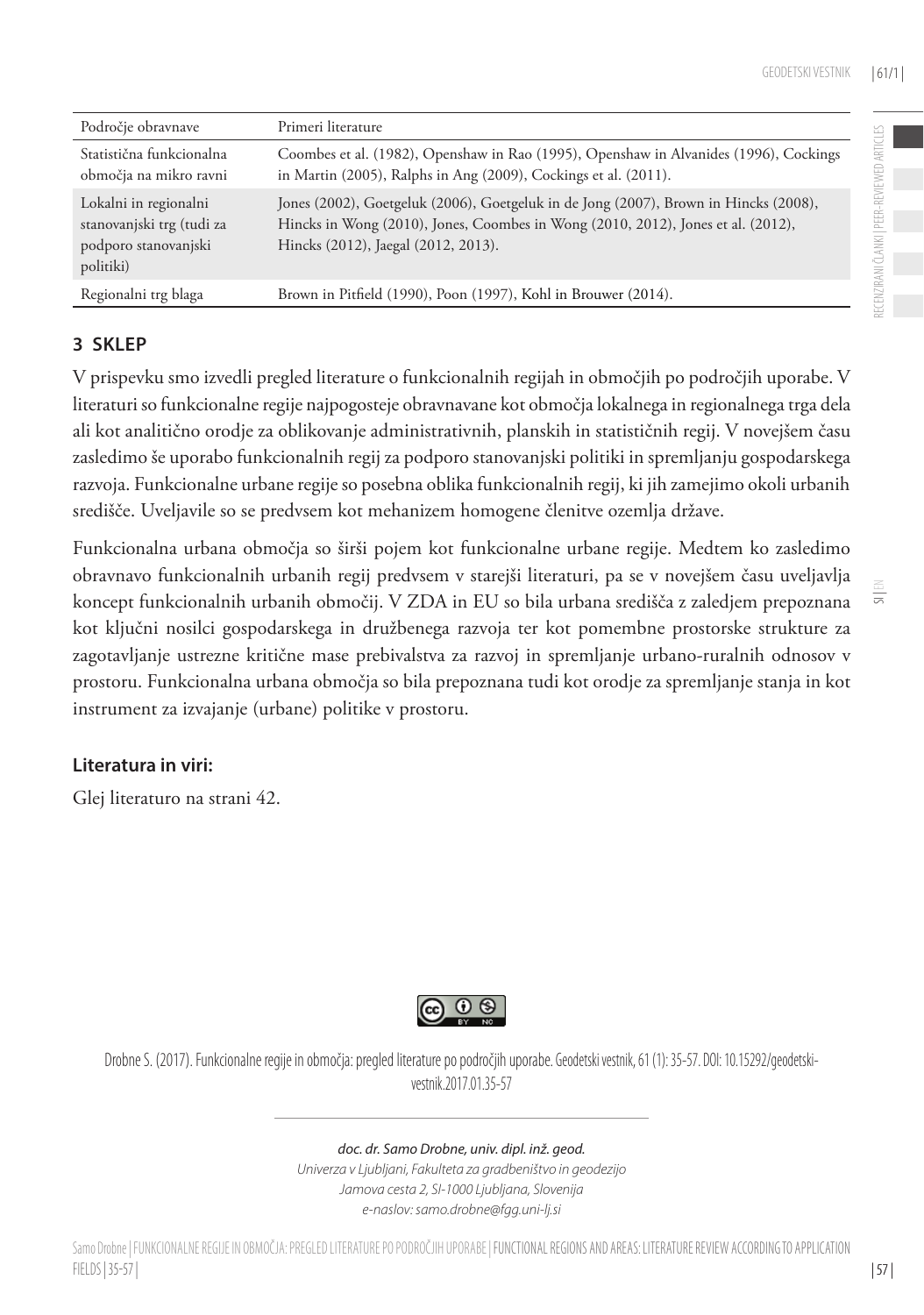| Področje obravnave | Primeri literature |
|---|---|
| Statistična funkcionalna območja na mikro ravni | Coombes et al. (1982), Openshaw in Rao (1995), Openshaw in Alvanides (1996), Cockings in Martin (2005), Ralphs in Ang (2009), Cockings et al. (2011). |
| Lokalni in regionalni stanovanjski trg (tudi za podporo stanovanjski politiki) | Jones (2002), Goetgeluk (2006), Goetgeluk in de Jong (2007), Brown in Hincks (2008), Hincks in Wong (2010), Jones, Coombes in Wong (2010, 2012), Jones et al. (2012), Hincks (2012), Jaegal (2012, 2013). |
| Regionalni trg blaga | Brown in Pitfield (1990), Poon (1997), Kohl in Brouwer (2014). |

## 3 SKLEP

V prispevku smo izvedli pregled literature o funkcionalnih regijah in območjih po področjih uporabe. V literaturi so funkcionalne regije najpogosteje obravnavane kot območja lokalnega in regionalnega trga dela ali kot analitično orodje za oblikovanje administrativnih, planskih in statističnih regij. V novejšem času zasledimo še uporabo funkcionalnih regij za podporo stanovanjski politiki in spremljanju gospodarskega razvoja. Funkcionalne urbane regije so posebna oblika funkcionalnih regij, ki jih zamejimo okoli urbanih središče. Uveljavile so se predvsem kot mehanizem homogene členitve ozemlja države.

Funkcionalna urbana območja so širši pojem kot funkcionalne urbane regije. Medtem ko zasledimo obravnavo funkcionalnih urbanih regij predvsem v starejši literaturi, pa se v novejšem času uveljavlja koncept funkcionalnih urbanih območij. V ZDA in EU so bila urbana središča z zaledjem prepoznana kot ključni nosilci gospodarskega in družbenega razvoja ter kot pomembne prostorske strukture za zagotavljanje ustrezne kritične mase prebivalstva za razvoj in spremljanje urbano-ruralnih odnosov v prostoru. Funkcionalna urbana območja so bila prepoznana tudi kot orodje za spremljanje stanja in kot instrument za izvajanje (urbane) politike v prostoru.

### Literatura in viri:

Glej literaturo na strani 42.

Drobne S. (2017). Funkcionalne regije in območja: pregled literature po področjih uporabe. Geodetski vestnik, 61 (1): 35-57. DOI: 10.15292/geodetski-vestnik.2017.01.35-57

*doc. dr. Samo Drobne, univ. dipl. inž. geod.*
*Univerza v Ljubljani, Fakulteta za gradbeništvo in geodezijo*
*Jamova cesta 2, SI-1000 Ljubljana, Slovenija*
*e-naslov: samo.drobne@fgg.uni-lj.si*